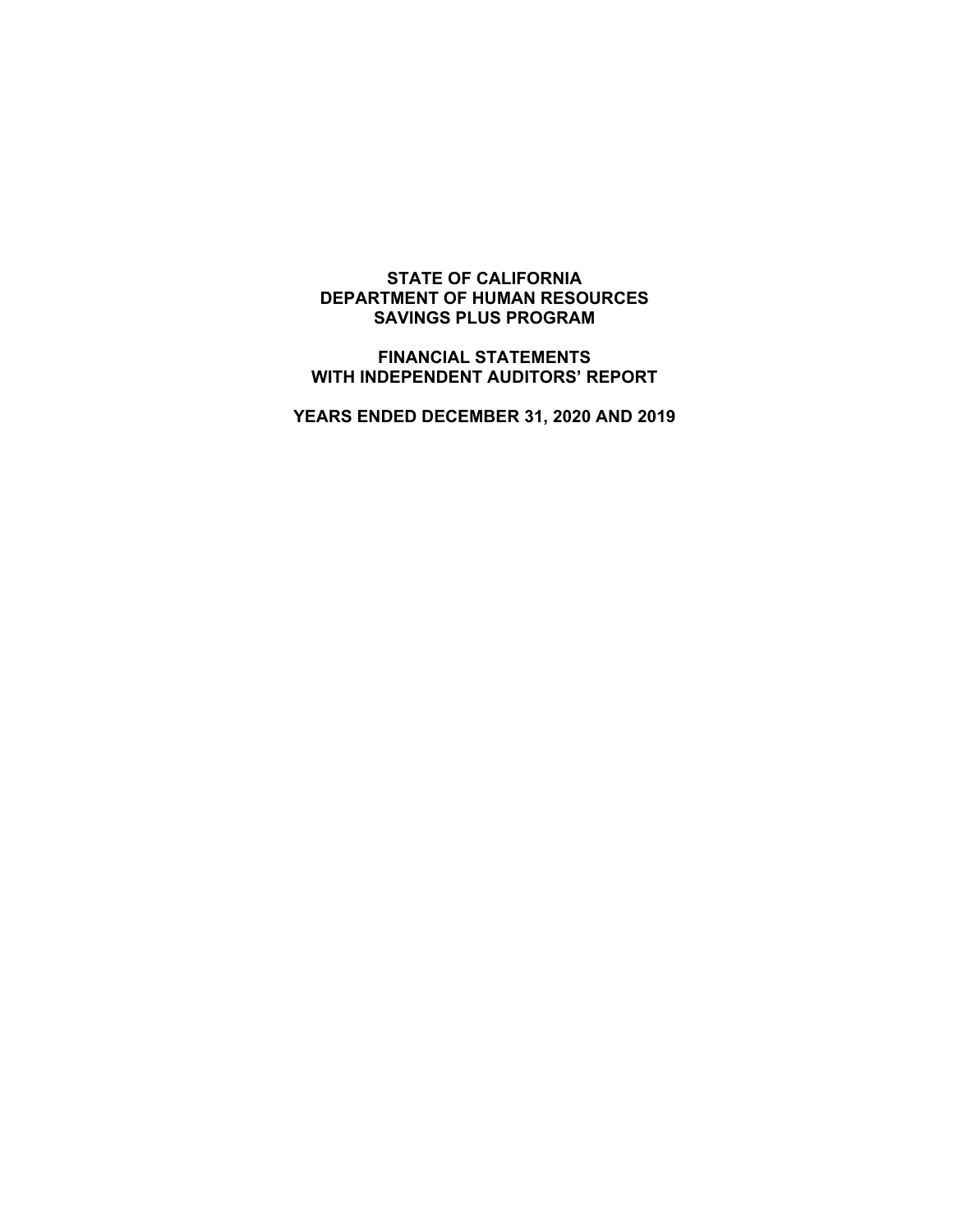# STATE OF CALIFORNIA
# DEPARTMENT OF HUMAN RESOURCES
# SAVINGS PLUS PROGRAM

## FINANCIAL STATEMENTS
## WITH INDEPENDENT AUDITORS' REPORT

## YEARS ENDED DECEMBER 31, 2020 AND 2019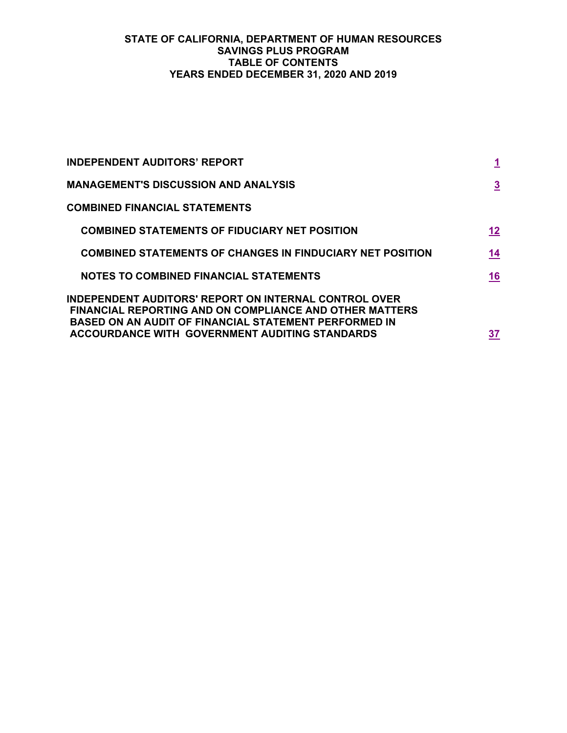# STATE OF CALIFORNIA, DEPARTMENT OF HUMAN RESOURCES
## SAVINGS PLUS PROGRAM
## TABLE OF CONTENTS
## YEARS ENDED DECEMBER 31, 2020 AND 2019

| | |
|---|---|
| **INDEPENDENT AUDITORS' REPORT** | **1** |
| **MANAGEMENT'S DISCUSSION AND ANALYSIS** | **3** |
| **COMBINED FINANCIAL STATEMENTS** | |
| **COMBINED STATEMENTS OF FIDUCIARY NET POSITION** | **12** |
| **COMBINED STATEMENTS OF CHANGES IN FINDUCIARY NET POSITION** | **14** |
| **NOTES TO COMBINED FINANCIAL STATEMENTS** | **16** |
| **INDEPENDENT AUDITORS' REPORT ON INTERNAL CONTROL OVER FINANCIAL REPORTING AND ON COMPLIANCE AND OTHER MATTERS BASED ON AN AUDIT OF FINANCIAL STATEMENT PERFORMED IN ACCOURDANCE WITH GOVERNMENT AUDITING STANDARDS** | **37** |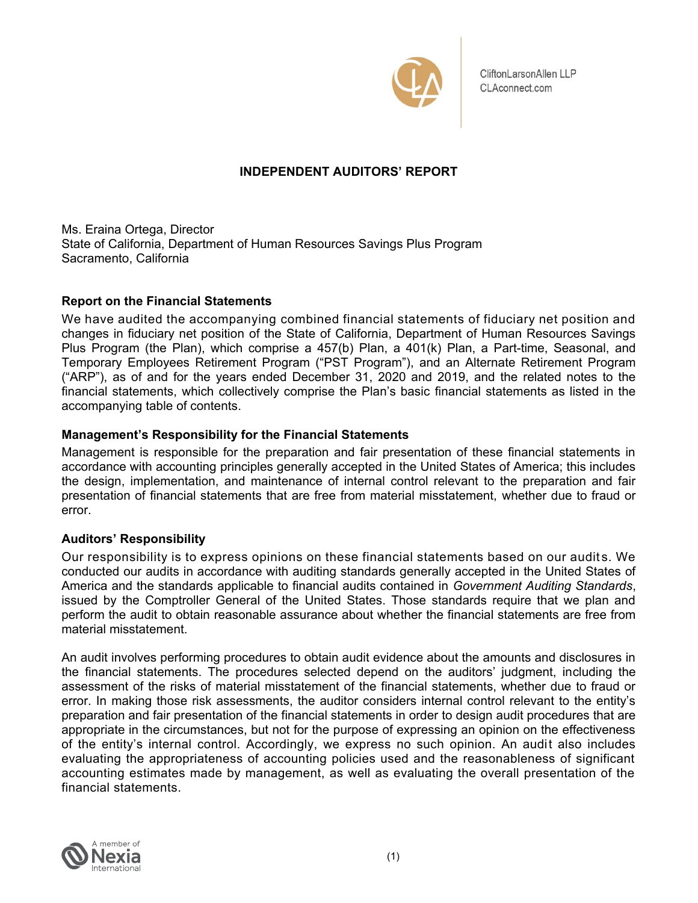CliftonLarsonAllen LLP
CLAconnect.com

# INDEPENDENT AUDITORS' REPORT

Ms. Eraina Ortega, Director
State of California, Department of Human Resources Savings Plus Program
Sacramento, California

## Report on the Financial Statements

We have audited the accompanying combined financial statements of fiduciary net position and changes in fiduciary net position of the State of California, Department of Human Resources Savings Plus Program (the Plan), which comprise a 457(b) Plan, a 401(k) Plan, a Part-time, Seasonal, and Temporary Employees Retirement Program ("PST Program"), and an Alternate Retirement Program ("ARP"), as of and for the years ended December 31, 2020 and 2019, and the related notes to the financial statements, which collectively comprise the Plan's basic financial statements as listed in the accompanying table of contents.

## Management's Responsibility for the Financial Statements

Management is responsible for the preparation and fair presentation of these financial statements in accordance with accounting principles generally accepted in the United States of America; this includes the design, implementation, and maintenance of internal control relevant to the preparation and fair presentation of financial statements that are free from material misstatement, whether due to fraud or error.

## Auditors' Responsibility

Our responsibility is to express opinions on these financial statements based on our audits. We conducted our audits in accordance with auditing standards generally accepted in the United States of America and the standards applicable to financial audits contained in *Government Auditing Standards*, issued by the Comptroller General of the United States. Those standards require that we plan and perform the audit to obtain reasonable assurance about whether the financial statements are free from material misstatement.

An audit involves performing procedures to obtain audit evidence about the amounts and disclosures in the financial statements. The procedures selected depend on the auditors' judgment, including the assessment of the risks of material misstatement of the financial statements, whether due to fraud or error. In making those risk assessments, the auditor considers internal control relevant to the entity's preparation and fair presentation of the financial statements in order to design audit procedures that are appropriate in the circumstances, but not for the purpose of expressing an opinion on the effectiveness of the entity's internal control. Accordingly, we express no such opinion. An audit also includes evaluating the appropriateness of accounting policies used and the reasonableness of significant accounting estimates made by management, as well as evaluating the overall presentation of the financial statements.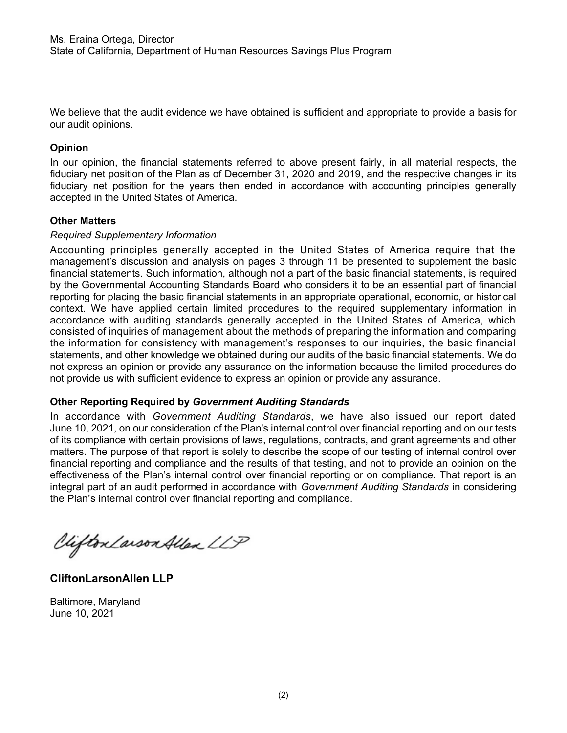Ms. Eraina Ortega, Director
State of California, Department of Human Resources Savings Plus Program

We believe that the audit evidence we have obtained is sufficient and appropriate to provide a basis for our audit opinions.

**Opinion**

In our opinion, the financial statements referred to above present fairly, in all material respects, the fiduciary net position of the Plan as of December 31, 2020 and 2019, and the respective changes in its fiduciary net position for the years then ended in accordance with accounting principles generally accepted in the United States of America.

**Other Matters**

*Required Supplementary Information*

Accounting principles generally accepted in the United States of America require that the management's discussion and analysis on pages 3 through 11 be presented to supplement the basic financial statements. Such information, although not a part of the basic financial statements, is required by the Governmental Accounting Standards Board who considers it to be an essential part of financial reporting for placing the basic financial statements in an appropriate operational, economic, or historical context. We have applied certain limited procedures to the required supplementary information in accordance with auditing standards generally accepted in the United States of America, which consisted of inquiries of management about the methods of preparing the information and comparing the information for consistency with management's responses to our inquiries, the basic financial statements, and other knowledge we obtained during our audits of the basic financial statements. We do not express an opinion or provide any assurance on the information because the limited procedures do not provide us with sufficient evidence to express an opinion or provide any assurance.

**Other Reporting Required by *Government Auditing Standards***

In accordance with *Government Auditing Standards*, we have also issued our report dated June 10, 2021, on our consideration of the Plan's internal control over financial reporting and on our tests of its compliance with certain provisions of laws, regulations, contracts, and grant agreements and other matters. The purpose of that report is solely to describe the scope of our testing of internal control over financial reporting and compliance and the results of that testing, and not to provide an opinion on the effectiveness of the Plan's internal control over financial reporting or on compliance. That report is an integral part of an audit performed in accordance with *Government Auditing Standards* in considering the Plan's internal control over financial reporting and compliance.

CliftonLarsonAllen LLP

**CliftonLarsonAllen LLP**

Baltimore, Maryland
June 10, 2021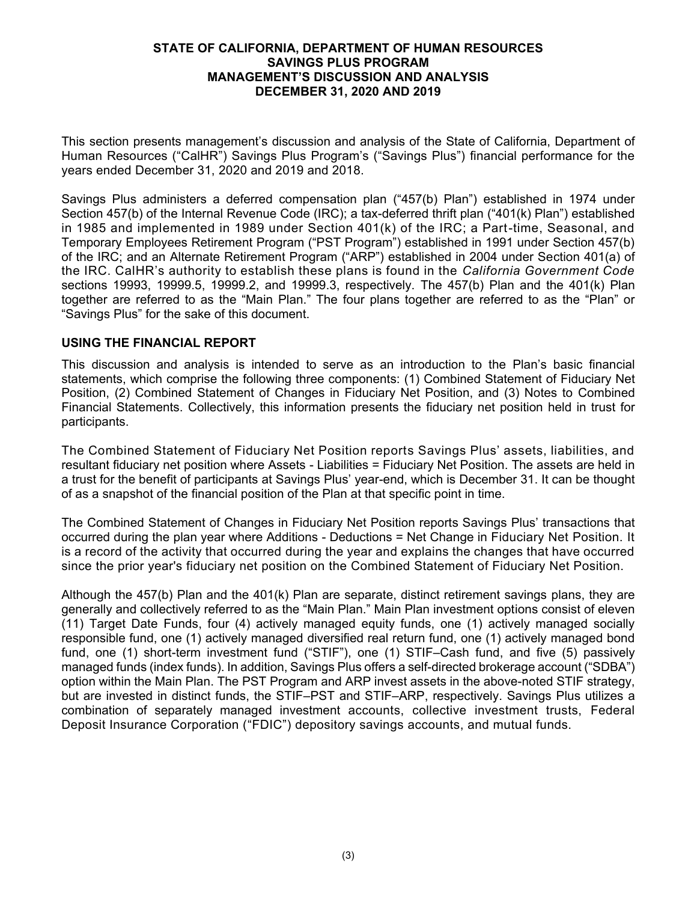# STATE OF CALIFORNIA, DEPARTMENT OF HUMAN RESOURCES SAVINGS PLUS PROGRAM MANAGEMENT'S DISCUSSION AND ANALYSIS DECEMBER 31, 2020 AND 2019

This section presents management's discussion and analysis of the State of California, Department of Human Resources ("CalHR") Savings Plus Program's ("Savings Plus") financial performance for the years ended December 31, 2020 and 2019 and 2018.

Savings Plus administers a deferred compensation plan ("457(b) Plan") established in 1974 under Section 457(b) of the Internal Revenue Code (IRC); a tax-deferred thrift plan ("401(k) Plan") established in 1985 and implemented in 1989 under Section 401(k) of the IRC; a Part-time, Seasonal, and Temporary Employees Retirement Program ("PST Program") established in 1991 under Section 457(b) of the IRC; and an Alternate Retirement Program ("ARP") established in 2004 under Section 401(a) of the IRC. CalHR's authority to establish these plans is found in the *California Government Code* sections 19993, 19999.5, 19999.2, and 19999.3, respectively. The 457(b) Plan and the 401(k) Plan together are referred to as the "Main Plan." The four plans together are referred to as the "Plan" or "Savings Plus" for the sake of this document.

## USING THE FINANCIAL REPORT

This discussion and analysis is intended to serve as an introduction to the Plan's basic financial statements, which comprise the following three components: (1) Combined Statement of Fiduciary Net Position, (2) Combined Statement of Changes in Fiduciary Net Position, and (3) Notes to Combined Financial Statements. Collectively, this information presents the fiduciary net position held in trust for participants.

The Combined Statement of Fiduciary Net Position reports Savings Plus' assets, liabilities, and resultant fiduciary net position where Assets - Liabilities = Fiduciary Net Position. The assets are held in a trust for the benefit of participants at Savings Plus' year-end, which is December 31. It can be thought of as a snapshot of the financial position of the Plan at that specific point in time.

The Combined Statement of Changes in Fiduciary Net Position reports Savings Plus' transactions that occurred during the plan year where Additions - Deductions = Net Change in Fiduciary Net Position. It is a record of the activity that occurred during the year and explains the changes that have occurred since the prior year's fiduciary net position on the Combined Statement of Fiduciary Net Position.

Although the 457(b) Plan and the 401(k) Plan are separate, distinct retirement savings plans, they are generally and collectively referred to as the "Main Plan." Main Plan investment options consist of eleven (11) Target Date Funds, four (4) actively managed equity funds, one (1) actively managed socially responsible fund, one (1) actively managed diversified real return fund, one (1) actively managed bond fund, one (1) short-term investment fund ("STIF"), one (1) STIF–Cash fund, and five (5) passively managed funds (index funds). In addition, Savings Plus offers a self-directed brokerage account ("SDBA") option within the Main Plan. The PST Program and ARP invest assets in the above-noted STIF strategy, but are invested in distinct funds, the STIF–PST and STIF–ARP, respectively. Savings Plus utilizes a combination of separately managed investment accounts, collective investment trusts, Federal Deposit Insurance Corporation ("FDIC") depository savings accounts, and mutual funds.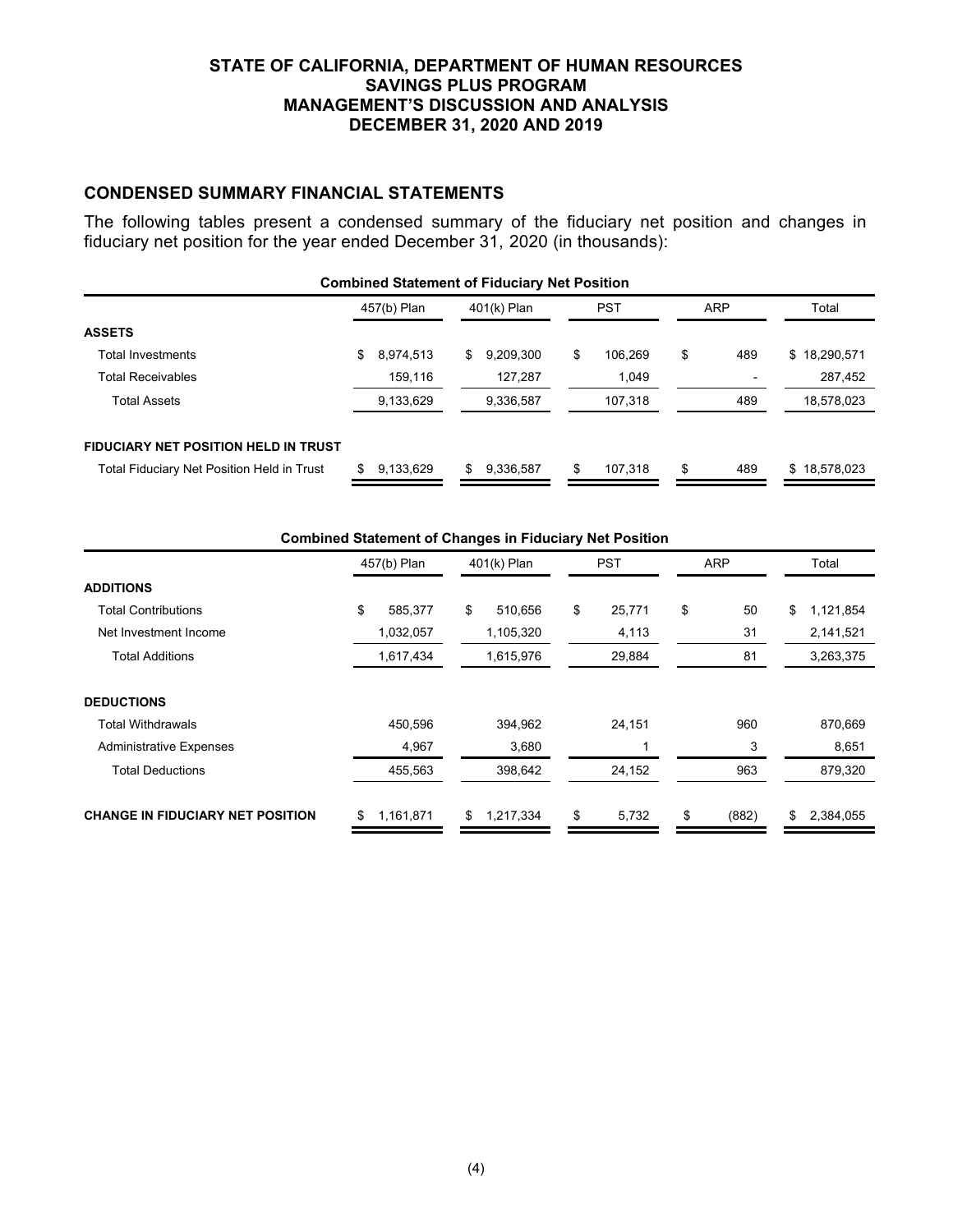# STATE OF CALIFORNIA, DEPARTMENT OF HUMAN RESOURCES
# SAVINGS PLUS PROGRAM
# MANAGEMENT'S DISCUSSION AND ANALYSIS
# DECEMBER 31, 2020 AND 2019

## CONDENSED SUMMARY FINANCIAL STATEMENTS

The following tables present a condensed summary of the fiduciary net position and changes in fiduciary net position for the year ended December 31, 2020 (in thousands):

**Combined Statement of Fiduciary Net Position**

| | 457(b) Plan | 401(k) Plan | PST | ARP | Total |
|---|---|---|---|---|---|
| **ASSETS** | | | | | |
| Total Investments | $ 8,974,513 | $ 9,209,300 | $ 106,269 | $ 489 | $ 18,290,571 |
| Total Receivables | 159,116 | 127,287 | 1,049 | - | 287,452 |
| Total Assets | 9,133,629 | 9,336,587 | 107,318 | 489 | 18,578,023 |
| **FIDUCIARY NET POSITION HELD IN TRUST** | | | | | |
| Total Fiduciary Net Position Held in Trust | $ 9,133,629 | $ 9,336,587 | $ 107,318 | $ 489 | $ 18,578,023 |

**Combined Statement of Changes in Fiduciary Net Position**

| | 457(b) Plan | 401(k) Plan | PST | ARP | Total |
|---|---|---|---|---|---|
| **ADDITIONS** | | | | | |
| Total Contributions | $ 585,377 | $ 510,656 | $ 25,771 | $ 50 | $ 1,121,854 |
| Net Investment Income | 1,032,057 | 1,105,320 | 4,113 | 31 | 2,141,521 |
| Total Additions | 1,617,434 | 1,615,976 | 29,884 | 81 | 3,263,375 |
| **DEDUCTIONS** | | | | | |
| Total Withdrawals | 450,596 | 394,962 | 24,151 | 960 | 870,669 |
| Administrative Expenses | 4,967 | 3,680 | 1 | 3 | 8,651 |
| Total Deductions | 455,563 | 398,642 | 24,152 | 963 | 879,320 |
| **CHANGE IN FIDUCIARY NET POSITION** | $ 1,161,871 | $ 1,217,334 | $ 5,732 | $ (882) | $ 2,384,055 |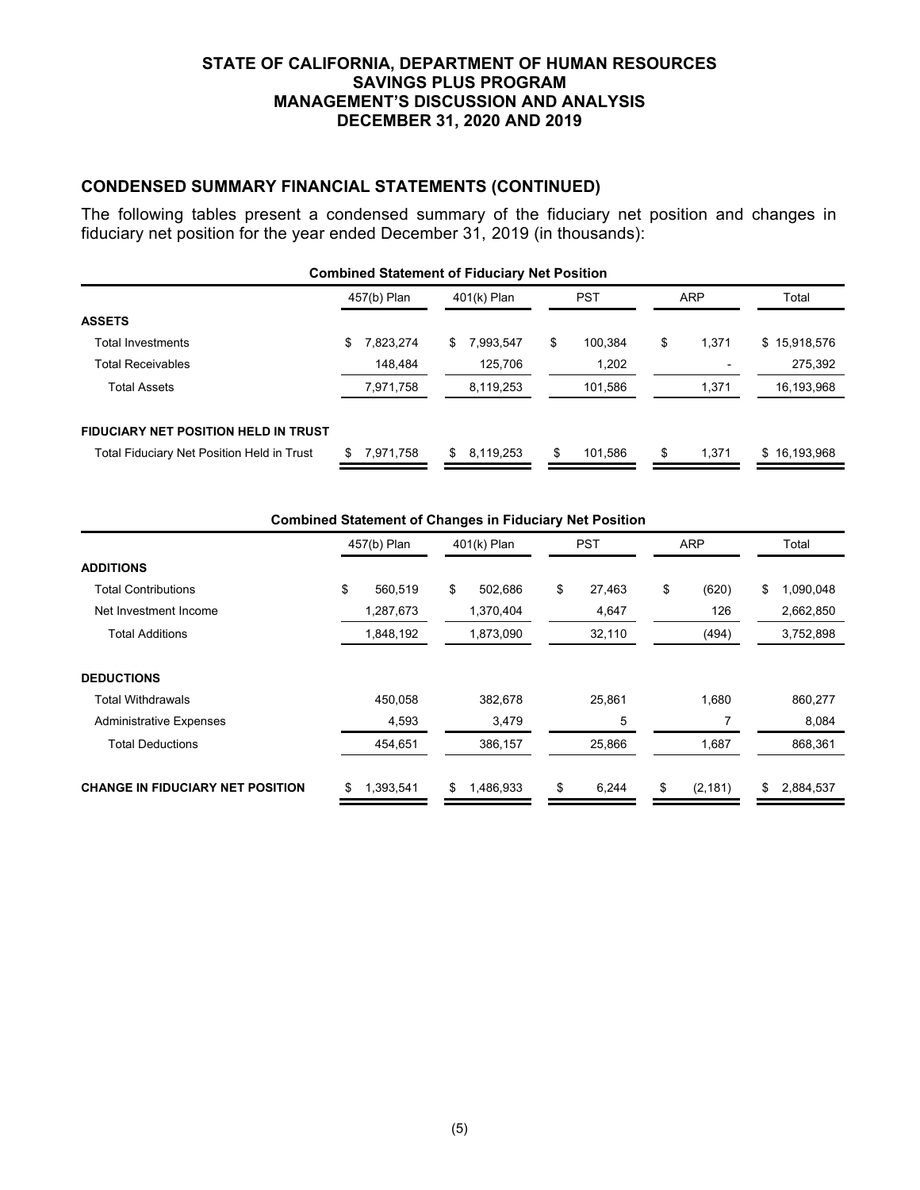**STATE OF CALIFORNIA, DEPARTMENT OF HUMAN RESOURCES**
**SAVINGS PLUS PROGRAM**
**MANAGEMENT'S DISCUSSION AND ANALYSIS**
**DECEMBER 31, 2020 AND 2019**

## CONDENSED SUMMARY FINANCIAL STATEMENTS (CONTINUED)

The following tables present a condensed summary of the fiduciary net position and changes in fiduciary net position for the year ended December 31, 2019 (in thousands):

**Combined Statement of Fiduciary Net Position**

| | 457(b) Plan | 401(k) Plan | PST | ARP | Total |
|---|---|---|---|---|---|
| **ASSETS** | | | | | |
| Total Investments | $ 7,823,274 | $ 7,993,547 | $ 100,384 | $ 1,371 | $ 15,918,576 |
| Total Receivables | 148,484 | 125,706 | 1,202 | - | 275,392 |
| Total Assets | 7,971,758 | 8,119,253 | 101,586 | 1,371 | 16,193,968 |
| **FIDUCIARY NET POSITION HELD IN TRUST** | | | | | |
| Total Fiduciary Net Position Held in Trust | $ 7,971,758 | $ 8,119,253 | $ 101,586 | $ 1,371 | $ 16,193,968 |

**Combined Statement of Changes in Fiduciary Net Position**

| | 457(b) Plan | 401(k) Plan | PST | ARP | Total |
|---|---|---|---|---|---|
| **ADDITIONS** | | | | | |
| Total Contributions | $ 560,519 | $ 502,686 | $ 27,463 | $ (620) | $ 1,090,048 |
| Net Investment Income | 1,287,673 | 1,370,404 | 4,647 | 126 | 2,662,850 |
| Total Additions | 1,848,192 | 1,873,090 | 32,110 | (494) | 3,752,898 |
| **DEDUCTIONS** | | | | | |
| Total Withdrawals | 450,058 | 382,678 | 25,861 | 1,680 | 860,277 |
| Administrative Expenses | 4,593 | 3,479 | 5 | 7 | 8,084 |
| Total Deductions | 454,651 | 386,157 | 25,866 | 1,687 | 868,361 |
| **CHANGE IN FIDUCIARY NET POSITION** | $ 1,393,541 | $ 1,486,933 | $ 6,244 | $ (2,181) | $ 2,884,537 |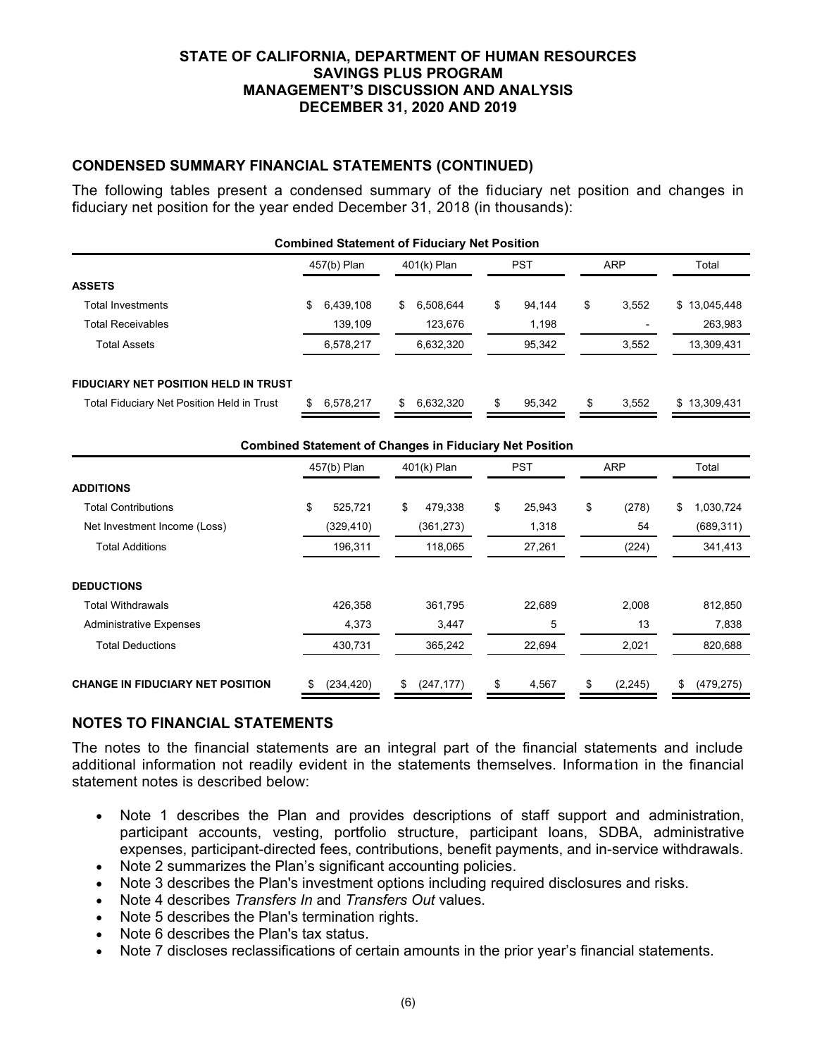## CONDENSED SUMMARY FINANCIAL STATEMENTS (CONTINUED)

The following tables present a condensed summary of the fiduciary net position and changes in fiduciary net position for the year ended December 31, 2018 (in thousands):

**Combined Statement of Fiduciary Net Position**

| | 457(b) Plan | 401(k) Plan | PST | ARP | Total |
|---|---|---|---|---|---|
| **ASSETS** | | | | | |
| Total Investments | $ 6,439,108 | $ 6,508,644 | $ 94,144 | $ 3,552 | $ 13,045,448 |
| Total Receivables | 139,109 | 123,676 | 1,198 | - | 263,983 |
| Total Assets | 6,578,217 | 6,632,320 | 95,342 | 3,552 | 13,309,431 |
| **FIDUCIARY NET POSITION HELD IN TRUST** | | | | | |
| Total Fiduciary Net Position Held in Trust | $ 6,578,217 | $ 6,632,320 | $ 95,342 | $ 3,552 | $ 13,309,431 |

**Combined Statement of Changes in Fiduciary Net Position**

| | 457(b) Plan | 401(k) Plan | PST | ARP | Total |
|---|---|---|---|---|---|
| **ADDITIONS** | | | | | |
| Total Contributions | $ 525,721 | $ 479,338 | $ 25,943 | $ (278) | $ 1,030,724 |
| Net Investment Income (Loss) | (329,410) | (361,273) | 1,318 | 54 | (689,311) |
| Total Additions | 196,311 | 118,065 | 27,261 | (224) | 341,413 |
| **DEDUCTIONS** | | | | | |
| Total Withdrawals | 426,358 | 361,795 | 22,689 | 2,008 | 812,850 |
| Administrative Expenses | 4,373 | 3,447 | 5 | 13 | 7,838 |
| Total Deductions | 430,731 | 365,242 | 22,694 | 2,021 | 820,688 |
| **CHANGE IN FIDUCIARY NET POSITION** | $ (234,420) | $ (247,177) | $ 4,567 | $ (2,245) | $ (479,275) |

## NOTES TO FINANCIAL STATEMENTS

The notes to the financial statements are an integral part of the financial statements and include additional information not readily evident in the statements themselves. Information in the financial statement notes is described below:

- Note 1 describes the Plan and provides descriptions of staff support and administration, participant accounts, vesting, portfolio structure, participant loans, SDBA, administrative expenses, participant-directed fees, contributions, benefit payments, and in-service withdrawals.
- Note 2 summarizes the Plan's significant accounting policies.
- Note 3 describes the Plan's investment options including required disclosures and risks.
- Note 4 describes *Transfers In* and *Transfers Out* values.
- Note 5 describes the Plan's termination rights.
- Note 6 describes the Plan's tax status.
- Note 7 discloses reclassifications of certain amounts in the prior year's financial statements.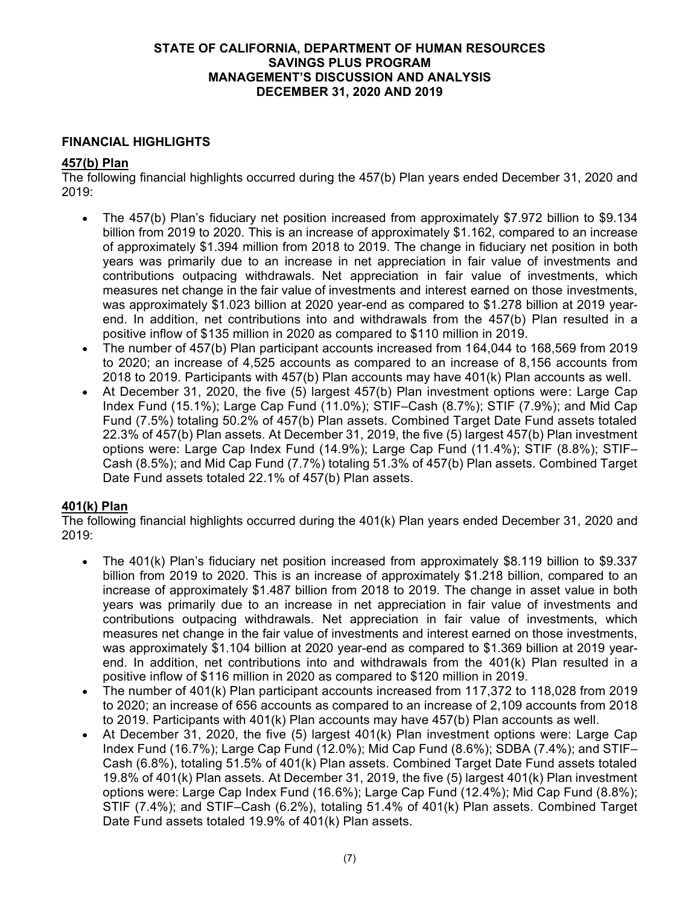## FINANCIAL HIGHLIGHTS

### 457(b) Plan

The following financial highlights occurred during the 457(b) Plan years ended December 31, 2020 and 2019:

- The 457(b) Plan's fiduciary net position increased from approximately \$7.972 billion to \$9.134 billion from 2019 to 2020. This is an increase of approximately \$1.162, compared to an increase of approximately \$1.394 million from 2018 to 2019. The change in fiduciary net position in both years was primarily due to an increase in net appreciation in fair value of investments and contributions outpacing withdrawals. Net appreciation in fair value of investments, which measures net change in the fair value of investments and interest earned on those investments, was approximately \$1.023 billion at 2020 year-end as compared to \$1.278 billion at 2019 year-end. In addition, net contributions into and withdrawals from the 457(b) Plan resulted in a positive inflow of \$135 million in 2020 as compared to \$110 million in 2019.
- The number of 457(b) Plan participant accounts increased from 164,044 to 168,569 from 2019 to 2020; an increase of 4,525 accounts as compared to an increase of 8,156 accounts from 2018 to 2019. Participants with 457(b) Plan accounts may have 401(k) Plan accounts as well.
- At December 31, 2020, the five (5) largest 457(b) Plan investment options were: Large Cap Index Fund (15.1%); Large Cap Fund (11.0%); STIF–Cash (8.7%); STIF (7.9%); and Mid Cap Fund (7.5%) totaling 50.2% of 457(b) Plan assets. Combined Target Date Fund assets totaled 22.3% of 457(b) Plan assets. At December 31, 2019, the five (5) largest 457(b) Plan investment options were: Large Cap Index Fund (14.9%); Large Cap Fund (11.4%); STIF (8.8%); STIF–Cash (8.5%); and Mid Cap Fund (7.7%) totaling 51.3% of 457(b) Plan assets. Combined Target Date Fund assets totaled 22.1% of 457(b) Plan assets.

### 401(k) Plan

The following financial highlights occurred during the 401(k) Plan years ended December 31, 2020 and 2019:

- The 401(k) Plan's fiduciary net position increased from approximately \$8.119 billion to \$9.337 billion from 2019 to 2020. This is an increase of approximately \$1.218 billion, compared to an increase of approximately \$1.487 billion from 2018 to 2019. The change in asset value in both years was primarily due to an increase in net appreciation in fair value of investments and contributions outpacing withdrawals. Net appreciation in fair value of investments, which measures net change in the fair value of investments and interest earned on those investments, was approximately \$1.104 billion at 2020 year-end as compared to \$1.369 billion at 2019 year-end. In addition, net contributions into and withdrawals from the 401(k) Plan resulted in a positive inflow of \$116 million in 2020 as compared to \$120 million in 2019.
- The number of 401(k) Plan participant accounts increased from 117,372 to 118,028 from 2019 to 2020; an increase of 656 accounts as compared to an increase of 2,109 accounts from 2018 to 2019. Participants with 401(k) Plan accounts may have 457(b) Plan accounts as well.
- At December 31, 2020, the five (5) largest 401(k) Plan investment options were: Large Cap Index Fund (16.7%); Large Cap Fund (12.0%); Mid Cap Fund (8.6%); SDBA (7.4%); and STIF–Cash (6.8%), totaling 51.5% of 401(k) Plan assets. Combined Target Date Fund assets totaled 19.8% of 401(k) Plan assets. At December 31, 2019, the five (5) largest 401(k) Plan investment options were: Large Cap Index Fund (16.6%); Large Cap Fund (12.4%); Mid Cap Fund (8.8%); STIF (7.4%); and STIF–Cash (6.2%), totaling 51.4% of 401(k) Plan assets. Combined Target Date Fund assets totaled 19.9% of 401(k) Plan assets.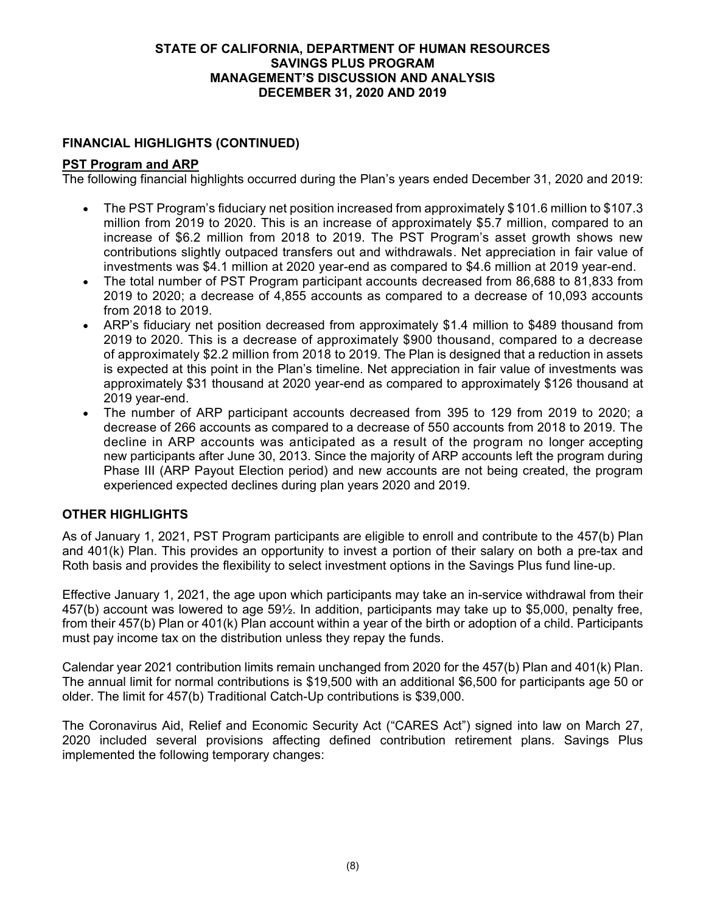## FINANCIAL HIGHLIGHTS (CONTINUED)

**PST Program and ARP**

The following financial highlights occurred during the Plan's years ended December 31, 2020 and 2019:

- The PST Program's fiduciary net position increased from approximately $101.6 million to $107.3 million from 2019 to 2020. This is an increase of approximately $5.7 million, compared to an increase of $6.2 million from 2018 to 2019. The PST Program's asset growth shows new contributions slightly outpaced transfers out and withdrawals. Net appreciation in fair value of investments was $4.1 million at 2020 year-end as compared to $4.6 million at 2019 year-end.
- The total number of PST Program participant accounts decreased from 86,688 to 81,833 from 2019 to 2020; a decrease of 4,855 accounts as compared to a decrease of 10,093 accounts from 2018 to 2019.
- ARP's fiduciary net position decreased from approximately $1.4 million to $489 thousand from 2019 to 2020. This is a decrease of approximately $900 thousand, compared to a decrease of approximately $2.2 million from 2018 to 2019. The Plan is designed that a reduction in assets is expected at this point in the Plan's timeline. Net appreciation in fair value of investments was approximately $31 thousand at 2020 year-end as compared to approximately $126 thousand at 2019 year-end.
- The number of ARP participant accounts decreased from 395 to 129 from 2019 to 2020; a decrease of 266 accounts as compared to a decrease of 550 accounts from 2018 to 2019. The decline in ARP accounts was anticipated as a result of the program no longer accepting new participants after June 30, 2013. Since the majority of ARP accounts left the program during Phase III (ARP Payout Election period) and new accounts are not being created, the program experienced expected declines during plan years 2020 and 2019.

## OTHER HIGHLIGHTS

As of January 1, 2021, PST Program participants are eligible to enroll and contribute to the 457(b) Plan and 401(k) Plan. This provides an opportunity to invest a portion of their salary on both a pre-tax and Roth basis and provides the flexibility to select investment options in the Savings Plus fund line-up.

Effective January 1, 2021, the age upon which participants may take an in-service withdrawal from their 457(b) account was lowered to age 59½. In addition, participants may take up to $5,000, penalty free, from their 457(b) Plan or 401(k) Plan account within a year of the birth or adoption of a child. Participants must pay income tax on the distribution unless they repay the funds.

Calendar year 2021 contribution limits remain unchanged from 2020 for the 457(b) Plan and 401(k) Plan. The annual limit for normal contributions is $19,500 with an additional $6,500 for participants age 50 or older. The limit for 457(b) Traditional Catch-Up contributions is $39,000.

The Coronavirus Aid, Relief and Economic Security Act ("CARES Act") signed into law on March 27, 2020 included several provisions affecting defined contribution retirement plans. Savings Plus implemented the following temporary changes: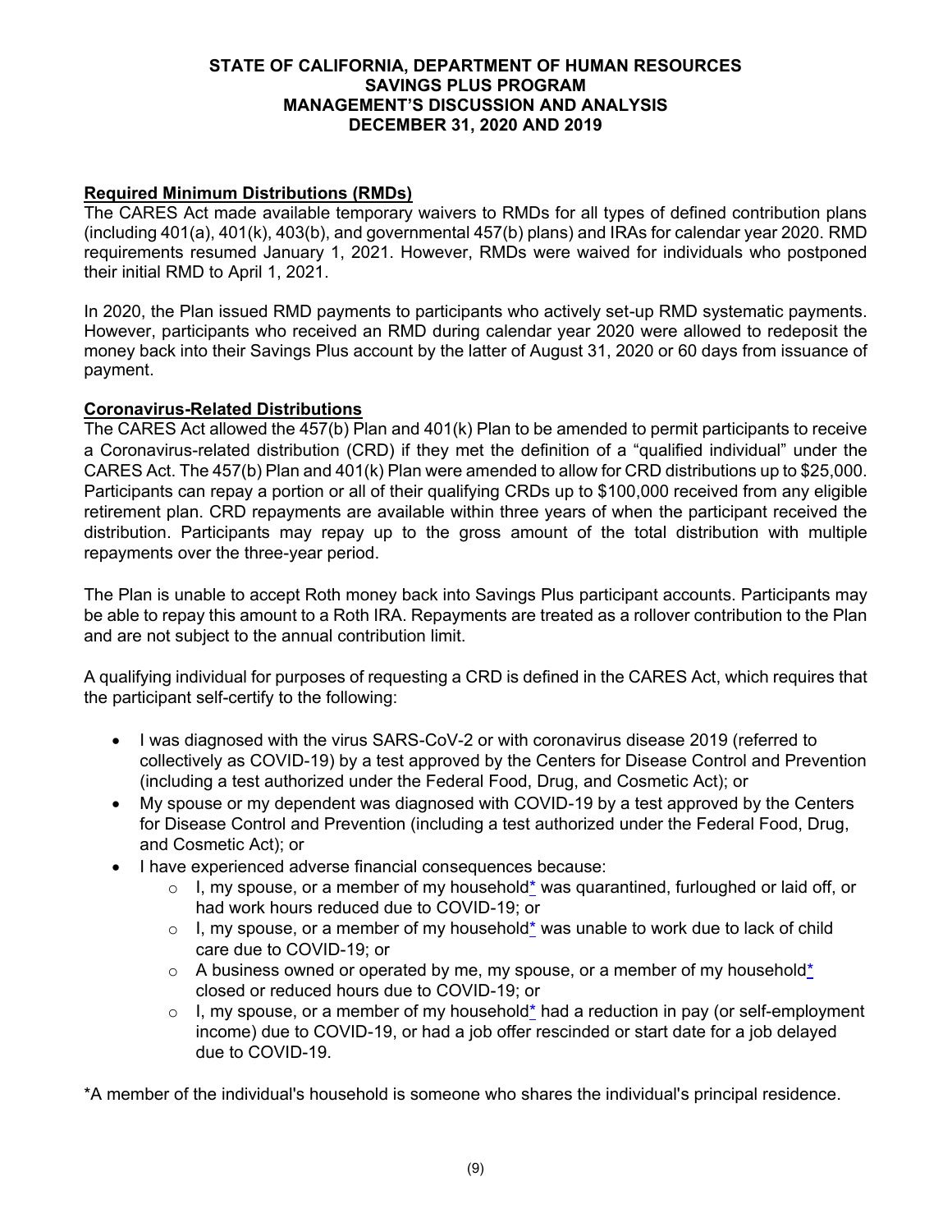## Required Minimum Distributions (RMDs)

The CARES Act made available temporary waivers to RMDs for all types of defined contribution plans (including 401(a), 401(k), 403(b), and governmental 457(b) plans) and IRAs for calendar year 2020. RMD requirements resumed January 1, 2021. However, RMDs were waived for individuals who postponed their initial RMD to April 1, 2021.

In 2020, the Plan issued RMD payments to participants who actively set-up RMD systematic payments. However, participants who received an RMD during calendar year 2020 were allowed to redeposit the money back into their Savings Plus account by the latter of August 31, 2020 or 60 days from issuance of payment.

## Coronavirus-Related Distributions

The CARES Act allowed the 457(b) Plan and 401(k) Plan to be amended to permit participants to receive a Coronavirus-related distribution (CRD) if they met the definition of a "qualified individual" under the CARES Act. The 457(b) Plan and 401(k) Plan were amended to allow for CRD distributions up to $25,000. Participants can repay a portion or all of their qualifying CRDs up to $100,000 received from any eligible retirement plan. CRD repayments are available within three years of when the participant received the distribution. Participants may repay up to the gross amount of the total distribution with multiple repayments over the three-year period.

The Plan is unable to accept Roth money back into Savings Plus participant accounts. Participants may be able to repay this amount to a Roth IRA. Repayments are treated as a rollover contribution to the Plan and are not subject to the annual contribution limit.

A qualifying individual for purposes of requesting a CRD is defined in the CARES Act, which requires that the participant self-certify to the following:

- I was diagnosed with the virus SARS-CoV-2 or with coronavirus disease 2019 (referred to collectively as COVID-19) by a test approved by the Centers for Disease Control and Prevention (including a test authorized under the Federal Food, Drug, and Cosmetic Act); or
- My spouse or my dependent was diagnosed with COVID-19 by a test approved by the Centers for Disease Control and Prevention (including a test authorized under the Federal Food, Drug, and Cosmetic Act); or
- I have experienced adverse financial consequences because:
  - I, my spouse, or a member of my household* was quarantined, furloughed or laid off, or had work hours reduced due to COVID-19; or
  - I, my spouse, or a member of my household* was unable to work due to lack of child care due to COVID-19; or
  - A business owned or operated by me, my spouse, or a member of my household* closed or reduced hours due to COVID-19; or
  - I, my spouse, or a member of my household* had a reduction in pay (or self-employment income) due to COVID-19, or had a job offer rescinded or start date for a job delayed due to COVID-19.

*A member of the individual's household is someone who shares the individual's principal residence.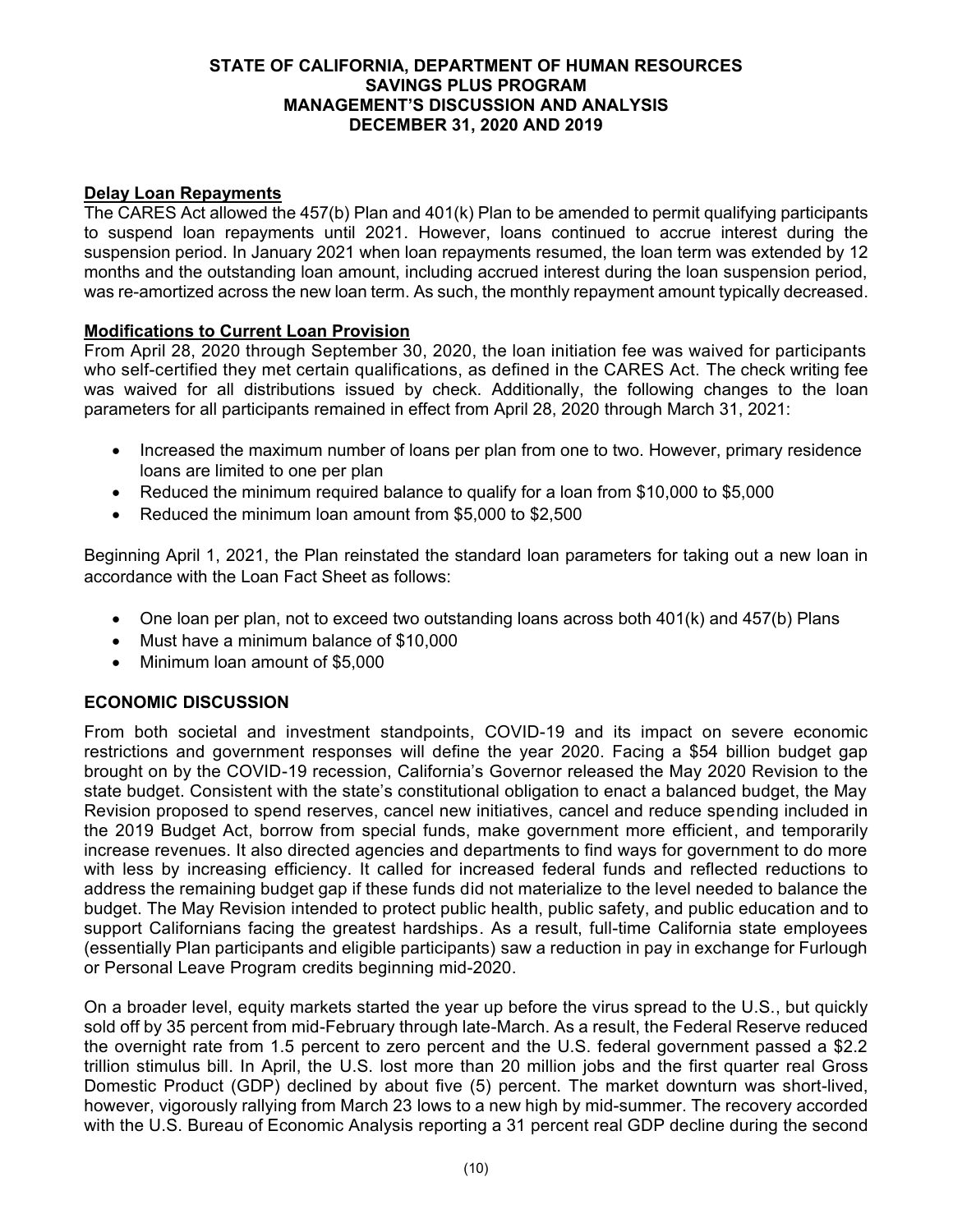### Delay Loan Repayments

The CARES Act allowed the 457(b) Plan and 401(k) Plan to be amended to permit qualifying participants to suspend loan repayments until 2021. However, loans continued to accrue interest during the suspension period. In January 2021 when loan repayments resumed, the loan term was extended by 12 months and the outstanding loan amount, including accrued interest during the loan suspension period, was re-amortized across the new loan term. As such, the monthly repayment amount typically decreased.

### Modifications to Current Loan Provision

From April 28, 2020 through September 30, 2020, the loan initiation fee was waived for participants who self-certified they met certain qualifications, as defined in the CARES Act. The check writing fee was waived for all distributions issued by check. Additionally, the following changes to the loan parameters for all participants remained in effect from April 28, 2020 through March 31, 2021:

- Increased the maximum number of loans per plan from one to two. However, primary residence loans are limited to one per plan
- Reduced the minimum required balance to qualify for a loan from $10,000 to $5,000
- Reduced the minimum loan amount from $5,000 to $2,500

Beginning April 1, 2021, the Plan reinstated the standard loan parameters for taking out a new loan in accordance with the Loan Fact Sheet as follows:

- One loan per plan, not to exceed two outstanding loans across both 401(k) and 457(b) Plans
- Must have a minimum balance of $10,000
- Minimum loan amount of $5,000

## ECONOMIC DISCUSSION

From both societal and investment standpoints, COVID-19 and its impact on severe economic restrictions and government responses will define the year 2020. Facing a $54 billion budget gap brought on by the COVID-19 recession, California's Governor released the May 2020 Revision to the state budget. Consistent with the state's constitutional obligation to enact a balanced budget, the May Revision proposed to spend reserves, cancel new initiatives, cancel and reduce spending included in the 2019 Budget Act, borrow from special funds, make government more efficient, and temporarily increase revenues. It also directed agencies and departments to find ways for government to do more with less by increasing efficiency. It called for increased federal funds and reflected reductions to address the remaining budget gap if these funds did not materialize to the level needed to balance the budget. The May Revision intended to protect public health, public safety, and public education and to support Californians facing the greatest hardships. As a result, full-time California state employees (essentially Plan participants and eligible participants) saw a reduction in pay in exchange for Furlough or Personal Leave Program credits beginning mid-2020.

On a broader level, equity markets started the year up before the virus spread to the U.S., but quickly sold off by 35 percent from mid-February through late-March. As a result, the Federal Reserve reduced the overnight rate from 1.5 percent to zero percent and the U.S. federal government passed a $2.2 trillion stimulus bill. In April, the U.S. lost more than 20 million jobs and the first quarter real Gross Domestic Product (GDP) declined by about five (5) percent. The market downturn was short-lived, however, vigorously rallying from March 23 lows to a new high by mid-summer. The recovery accorded with the U.S. Bureau of Economic Analysis reporting a 31 percent real GDP decline during the second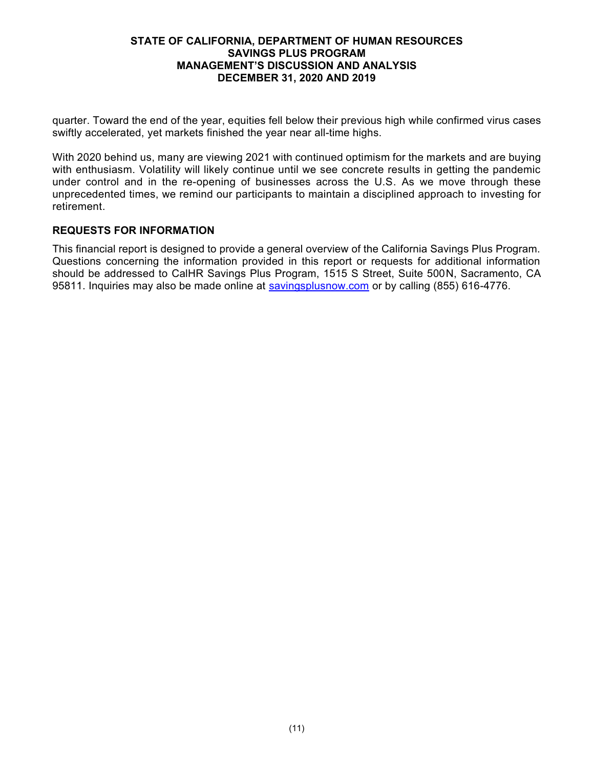quarter. Toward the end of the year, equities fell below their previous high while confirmed virus cases swiftly accelerated, yet markets finished the year near all-time highs.

With 2020 behind us, many are viewing 2021 with continued optimism for the markets and are buying with enthusiasm. Volatility will likely continue until we see concrete results in getting the pandemic under control and in the re-opening of businesses across the U.S. As we move through these unprecedented times, we remind our participants to maintain a disciplined approach to investing for retirement.

## REQUESTS FOR INFORMATION

This financial report is designed to provide a general overview of the California Savings Plus Program. Questions concerning the information provided in this report or requests for additional information should be addressed to CalHR Savings Plus Program, 1515 S Street, Suite 500N, Sacramento, CA 95811. Inquiries may also be made online at savingsplusnow.com or by calling (855) 616-4776.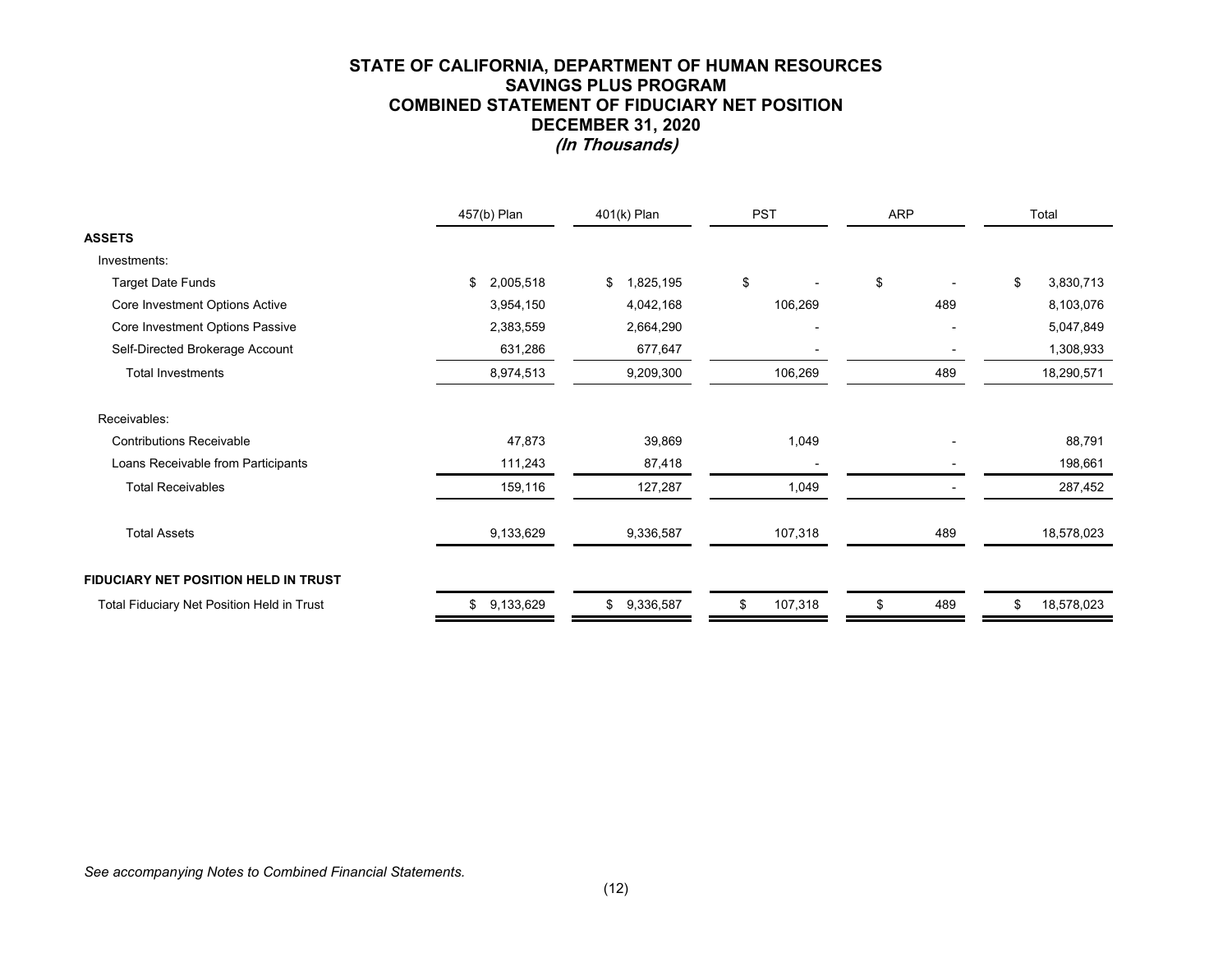# STATE OF CALIFORNIA, DEPARTMENT OF HUMAN RESOURCES
## SAVINGS PLUS PROGRAM
## COMBINED STATEMENT OF FIDUCIARY NET POSITION
## DECEMBER 31, 2020
***(In Thousands)***

| | 457(b) Plan | 401(k) Plan | PST | ARP | Total |
|---|---|---|---|---|---|
| **ASSETS** | | | | | |
| Investments: | | | | | |
| Target Date Funds | $ 2,005,518 | $ 1,825,195 | $ - | $ - | $ 3,830,713 |
| Core Investment Options Active | 3,954,150 | 4,042,168 | 106,269 | 489 | 8,103,076 |
| Core Investment Options Passive | 2,383,559 | 2,664,290 | - | - | 5,047,849 |
| Self-Directed Brokerage Account | 631,286 | 677,647 | - | - | 1,308,933 |
| Total Investments | 8,974,513 | 9,209,300 | 106,269 | 489 | 18,290,571 |
| Receivables: | | | | | |
| Contributions Receivable | 47,873 | 39,869 | 1,049 | - | 88,791 |
| Loans Receivable from Participants | 111,243 | 87,418 | - | - | 198,661 |
| Total Receivables | 159,116 | 127,287 | 1,049 | - | 287,452 |
| Total Assets | 9,133,629 | 9,336,587 | 107,318 | 489 | 18,578,023 |
| **FIDUCIARY NET POSITION HELD IN TRUST** | | | | | |
| Total Fiduciary Net Position Held in Trust | $ 9,133,629 | $ 9,336,587 | $ 107,318 | $ 489 | $ 18,578,023 |

*See accompanying Notes to Combined Financial Statements.*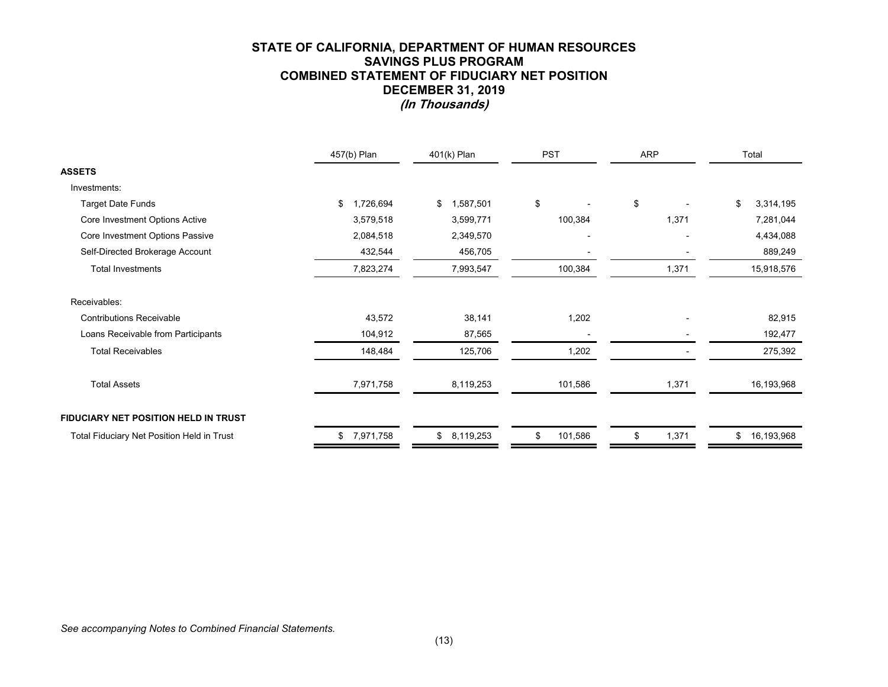# STATE OF CALIFORNIA, DEPARTMENT OF HUMAN RESOURCES
## SAVINGS PLUS PROGRAM
## COMBINED STATEMENT OF FIDUCIARY NET POSITION
## DECEMBER 31, 2019
### *(In Thousands)*

| | 457(b) Plan | 401(k) Plan | PST | ARP | Total |
|---|---|---|---|---|---|
| **ASSETS** | | | | | |
| Investments: | | | | | |
| Target Date Funds | $ 1,726,694 | $ 1,587,501 | $ - | $ - | $ 3,314,195 |
| Core Investment Options Active | 3,579,518 | 3,599,771 | 100,384 | 1,371 | 7,281,044 |
| Core Investment Options Passive | 2,084,518 | 2,349,570 | - | - | 4,434,088 |
| Self-Directed Brokerage Account | 432,544 | 456,705 | - | - | 889,249 |
| Total Investments | 7,823,274 | 7,993,547 | 100,384 | 1,371 | 15,918,576 |
| Receivables: | | | | | |
| Contributions Receivable | 43,572 | 38,141 | 1,202 | - | 82,915 |
| Loans Receivable from Participants | 104,912 | 87,565 | - | - | 192,477 |
| Total Receivables | 148,484 | 125,706 | 1,202 | - | 275,392 |
| Total Assets | 7,971,758 | 8,119,253 | 101,586 | 1,371 | 16,193,968 |
| **FIDUCIARY NET POSITION HELD IN TRUST** | | | | | |
| Total Fiduciary Net Position Held in Trust | $ 7,971,758 | $ 8,119,253 | $ 101,586 | $ 1,371 | $ 16,193,968 |

*See accompanying Notes to Combined Financial Statements.*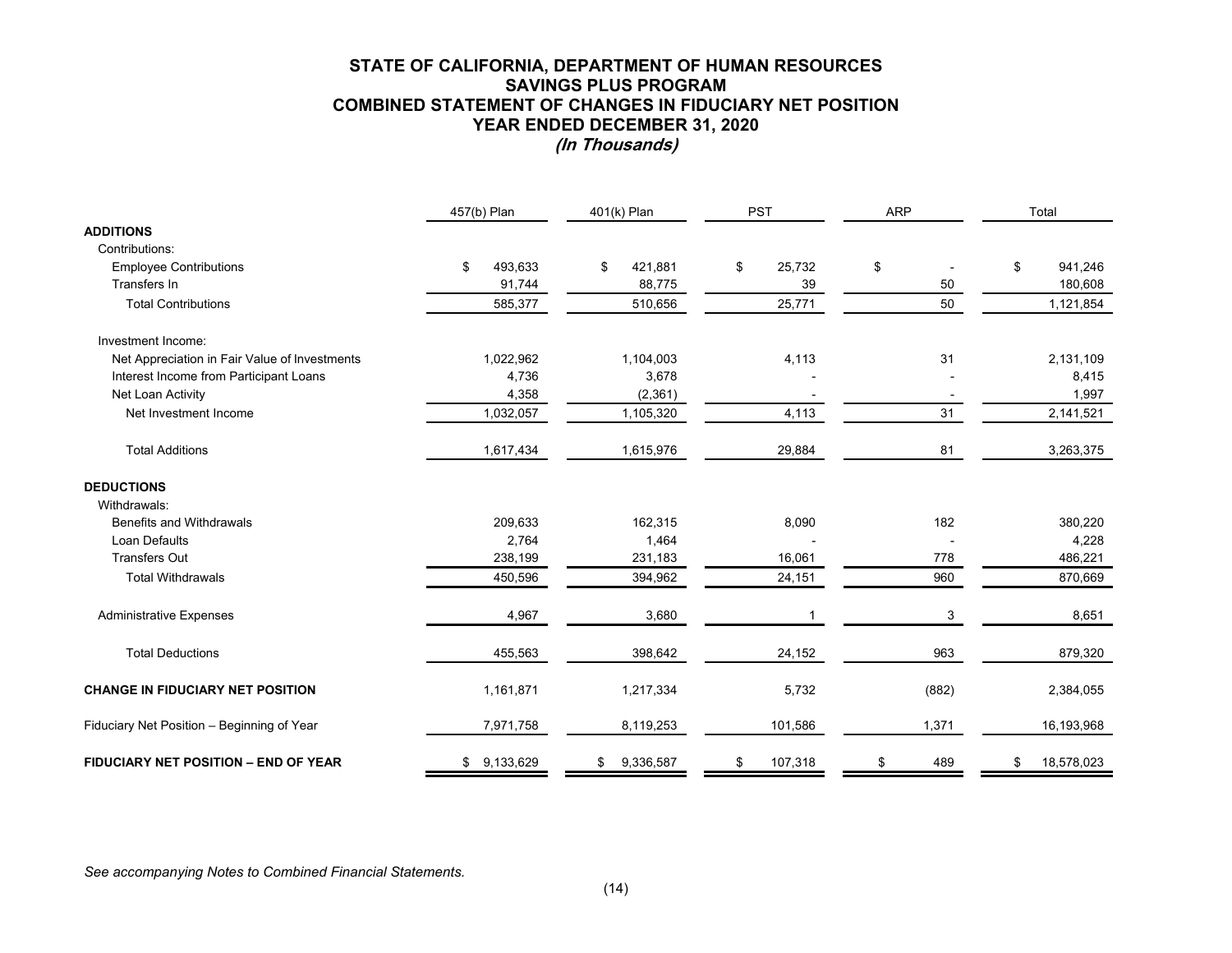# STATE OF CALIFORNIA, DEPARTMENT OF HUMAN RESOURCES
## SAVINGS PLUS PROGRAM
## COMBINED STATEMENT OF CHANGES IN FIDUCIARY NET POSITION
## YEAR ENDED DECEMBER 31, 2020
### *(In Thousands)*

| | 457(b) Plan | 401(k) Plan | PST | ARP | Total |
|---|---|---|---|---|---|
| **ADDITIONS** | | | | | |
| Contributions: | | | | | |
| Employee Contributions | $ 493,633 | $ 421,881 | $ 25,732 | $ - | $ 941,246 |
| Transfers In | 91,744 | 88,775 | 39 | 50 | 180,608 |
| Total Contributions | 585,377 | 510,656 | 25,771 | 50 | 1,121,854 |
| Investment Income: | | | | | |
| Net Appreciation in Fair Value of Investments | 1,022,962 | 1,104,003 | 4,113 | 31 | 2,131,109 |
| Interest Income from Participant Loans | 4,736 | 3,678 | - | - | 8,415 |
| Net Loan Activity | 4,358 | (2,361) | - | - | 1,997 |
| Net Investment Income | 1,032,057 | 1,105,320 | 4,113 | 31 | 2,141,521 |
| Total Additions | 1,617,434 | 1,615,976 | 29,884 | 81 | 3,263,375 |
| **DEDUCTIONS** | | | | | |
| Withdrawals: | | | | | |
| Benefits and Withdrawals | 209,633 | 162,315 | 8,090 | 182 | 380,220 |
| Loan Defaults | 2,764 | 1,464 | - | - | 4,228 |
| Transfers Out | 238,199 | 231,183 | 16,061 | 778 | 486,221 |
| Total Withdrawals | 450,596 | 394,962 | 24,151 | 960 | 870,669 |
| Administrative Expenses | 4,967 | 3,680 | 1 | 3 | 8,651 |
| Total Deductions | 455,563 | 398,642 | 24,152 | 963 | 879,320 |
| **CHANGE IN FIDUCIARY NET POSITION** | 1,161,871 | 1,217,334 | 5,732 | (882) | 2,384,055 |
| Fiduciary Net Position – Beginning of Year | 7,971,758 | 8,119,253 | 101,586 | 1,371 | 16,193,968 |
| **FIDUCIARY NET POSITION – END OF YEAR** | $ 9,133,629 | $ 9,336,587 | $ 107,318 | $ 489 | $ 18,578,023 |

*See accompanying Notes to Combined Financial Statements.*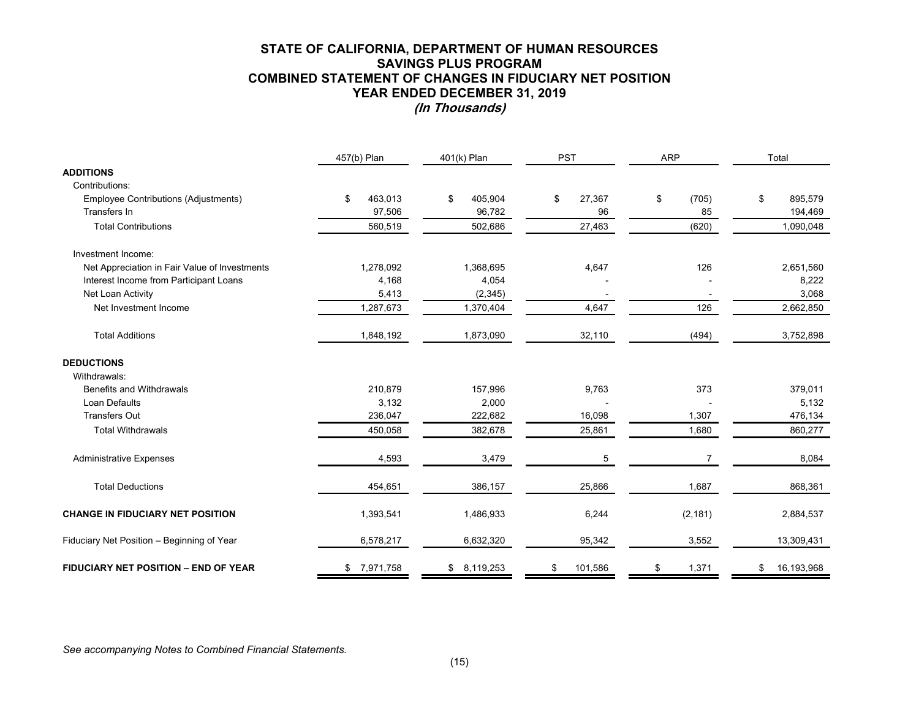# STATE OF CALIFORNIA, DEPARTMENT OF HUMAN RESOURCES
## SAVINGS PLUS PROGRAM
## COMBINED STATEMENT OF CHANGES IN FIDUCIARY NET POSITION
## YEAR ENDED DECEMBER 31, 2019
### *(In Thousands)*

| | 457(b) Plan | 401(k) Plan | PST | ARP | Total |
|---|---|---|---|---|---|
| **ADDITIONS** | | | | | |
| Contributions: | | | | | |
| Employee Contributions (Adjustments) | $ 463,013 | $ 405,904 | $ 27,367 | $ (705) | $ 895,579 |
| Transfers In | 97,506 | 96,782 | 96 | 85 | 194,469 |
| Total Contributions | 560,519 | 502,686 | 27,463 | (620) | 1,090,048 |
| Investment Income: | | | | | |
| Net Appreciation in Fair Value of Investments | 1,278,092 | 1,368,695 | 4,647 | 126 | 2,651,560 |
| Interest Income from Participant Loans | 4,168 | 4,054 | - | - | 8,222 |
| Net Loan Activity | 5,413 | (2,345) | - | - | 3,068 |
| Net Investment Income | 1,287,673 | 1,370,404 | 4,647 | 126 | 2,662,850 |
| Total Additions | 1,848,192 | 1,873,090 | 32,110 | (494) | 3,752,898 |
| **DEDUCTIONS** | | | | | |
| Withdrawals: | | | | | |
| Benefits and Withdrawals | 210,879 | 157,996 | 9,763 | 373 | 379,011 |
| Loan Defaults | 3,132 | 2,000 | - | - | 5,132 |
| Transfers Out | 236,047 | 222,682 | 16,098 | 1,307 | 476,134 |
| Total Withdrawals | 450,058 | 382,678 | 25,861 | 1,680 | 860,277 |
| Administrative Expenses | 4,593 | 3,479 | 5 | 7 | 8,084 |
| Total Deductions | 454,651 | 386,157 | 25,866 | 1,687 | 868,361 |
| **CHANGE IN FIDUCIARY NET POSITION** | 1,393,541 | 1,486,933 | 6,244 | (2,181) | 2,884,537 |
| Fiduciary Net Position – Beginning of Year | 6,578,217 | 6,632,320 | 95,342 | 3,552 | 13,309,431 |
| **FIDUCIARY NET POSITION – END OF YEAR** | $ 7,971,758 | $ 8,119,253 | $ 101,586 | $ 1,371 | $ 16,193,968 |

*See accompanying Notes to Combined Financial Statements.*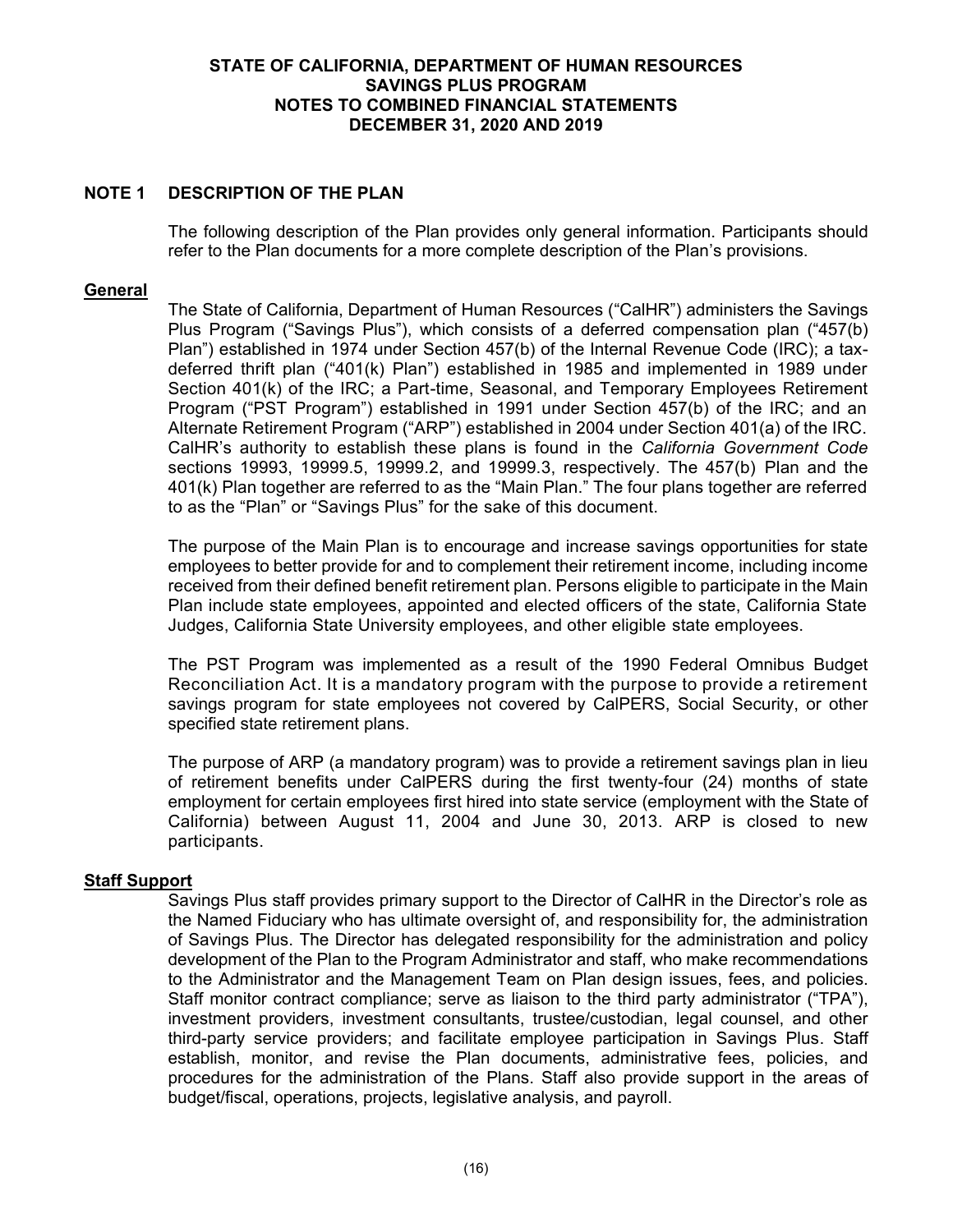# STATE OF CALIFORNIA, DEPARTMENT OF HUMAN RESOURCES
# SAVINGS PLUS PROGRAM
# NOTES TO COMBINED FINANCIAL STATEMENTS
# DECEMBER 31, 2020 AND 2019

## NOTE 1 DESCRIPTION OF THE PLAN

The following description of the Plan provides only general information. Participants should refer to the Plan documents for a more complete description of the Plan's provisions.

### General

The State of California, Department of Human Resources ("CalHR") administers the Savings Plus Program ("Savings Plus"), which consists of a deferred compensation plan ("457(b) Plan") established in 1974 under Section 457(b) of the Internal Revenue Code (IRC); a tax-deferred thrift plan ("401(k) Plan") established in 1985 and implemented in 1989 under Section 401(k) of the IRC; a Part-time, Seasonal, and Temporary Employees Retirement Program ("PST Program") established in 1991 under Section 457(b) of the IRC; and an Alternate Retirement Program ("ARP") established in 2004 under Section 401(a) of the IRC. CalHR's authority to establish these plans is found in the *California Government Code* sections 19993, 19999.5, 19999.2, and 19999.3, respectively. The 457(b) Plan and the 401(k) Plan together are referred to as the "Main Plan." The four plans together are referred to as the "Plan" or "Savings Plus" for the sake of this document.

The purpose of the Main Plan is to encourage and increase savings opportunities for state employees to better provide for and to complement their retirement income, including income received from their defined benefit retirement plan. Persons eligible to participate in the Main Plan include state employees, appointed and elected officers of the state, California State Judges, California State University employees, and other eligible state employees.

The PST Program was implemented as a result of the 1990 Federal Omnibus Budget Reconciliation Act. It is a mandatory program with the purpose to provide a retirement savings program for state employees not covered by CalPERS, Social Security, or other specified state retirement plans.

The purpose of ARP (a mandatory program) was to provide a retirement savings plan in lieu of retirement benefits under CalPERS during the first twenty-four (24) months of state employment for certain employees first hired into state service (employment with the State of California) between August 11, 2004 and June 30, 2013. ARP is closed to new participants.

### Staff Support

Savings Plus staff provides primary support to the Director of CalHR in the Director's role as the Named Fiduciary who has ultimate oversight of, and responsibility for, the administration of Savings Plus. The Director has delegated responsibility for the administration and policy development of the Plan to the Program Administrator and staff, who make recommendations to the Administrator and the Management Team on Plan design issues, fees, and policies. Staff monitor contract compliance; serve as liaison to the third party administrator ("TPA"), investment providers, investment consultants, trustee/custodian, legal counsel, and other third-party service providers; and facilitate employee participation in Savings Plus. Staff establish, monitor, and revise the Plan documents, administrative fees, policies, and procedures for the administration of the Plans. Staff also provide support in the areas of budget/fiscal, operations, projects, legislative analysis, and payroll.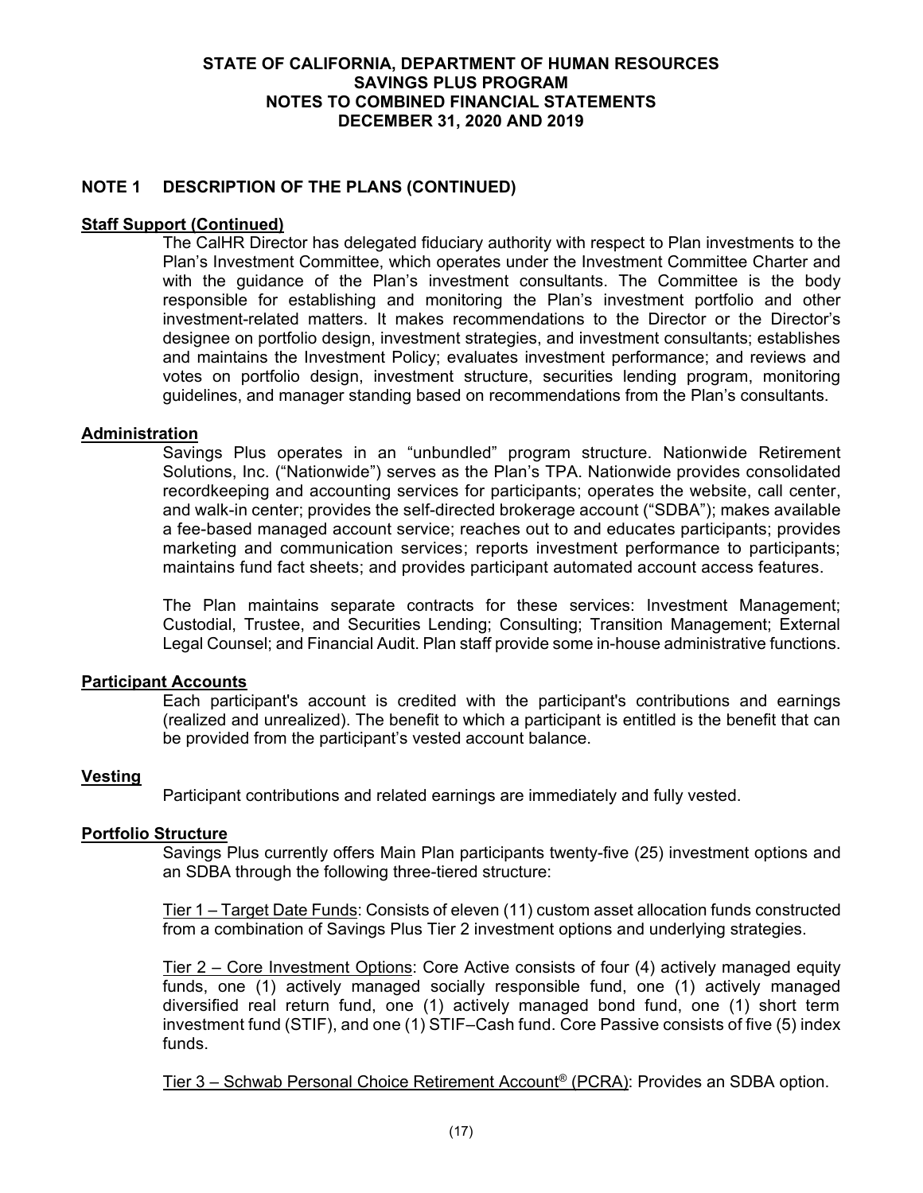## NOTE 1 DESCRIPTION OF THE PLANS (CONTINUED)

### Staff Support (Continued)

The CalHR Director has delegated fiduciary authority with respect to Plan investments to the Plan's Investment Committee, which operates under the Investment Committee Charter and with the guidance of the Plan's investment consultants. The Committee is the body responsible for establishing and monitoring the Plan's investment portfolio and other investment-related matters. It makes recommendations to the Director or the Director's designee on portfolio design, investment strategies, and investment consultants; establishes and maintains the Investment Policy; evaluates investment performance; and reviews and votes on portfolio design, investment structure, securities lending program, monitoring guidelines, and manager standing based on recommendations from the Plan's consultants.

### Administration

Savings Plus operates in an "unbundled" program structure. Nationwide Retirement Solutions, Inc. ("Nationwide") serves as the Plan's TPA. Nationwide provides consolidated recordkeeping and accounting services for participants; operates the website, call center, and walk-in center; provides the self-directed brokerage account ("SDBA"); makes available a fee-based managed account service; reaches out to and educates participants; provides marketing and communication services; reports investment performance to participants; maintains fund fact sheets; and provides participant automated account access features.

The Plan maintains separate contracts for these services: Investment Management; Custodial, Trustee, and Securities Lending; Consulting; Transition Management; External Legal Counsel; and Financial Audit. Plan staff provide some in-house administrative functions.

### Participant Accounts

Each participant's account is credited with the participant's contributions and earnings (realized and unrealized). The benefit to which a participant is entitled is the benefit that can be provided from the participant's vested account balance.

### Vesting

Participant contributions and related earnings are immediately and fully vested.

### Portfolio Structure

Savings Plus currently offers Main Plan participants twenty-five (25) investment options and an SDBA through the following three-tiered structure:

Tier 1 – Target Date Funds: Consists of eleven (11) custom asset allocation funds constructed from a combination of Savings Plus Tier 2 investment options and underlying strategies.

Tier 2 – Core Investment Options: Core Active consists of four (4) actively managed equity funds, one (1) actively managed socially responsible fund, one (1) actively managed diversified real return fund, one (1) actively managed bond fund, one (1) short term investment fund (STIF), and one (1) STIF–Cash fund. Core Passive consists of five (5) index funds.

Tier 3 – Schwab Personal Choice Retirement Account® (PCRA): Provides an SDBA option.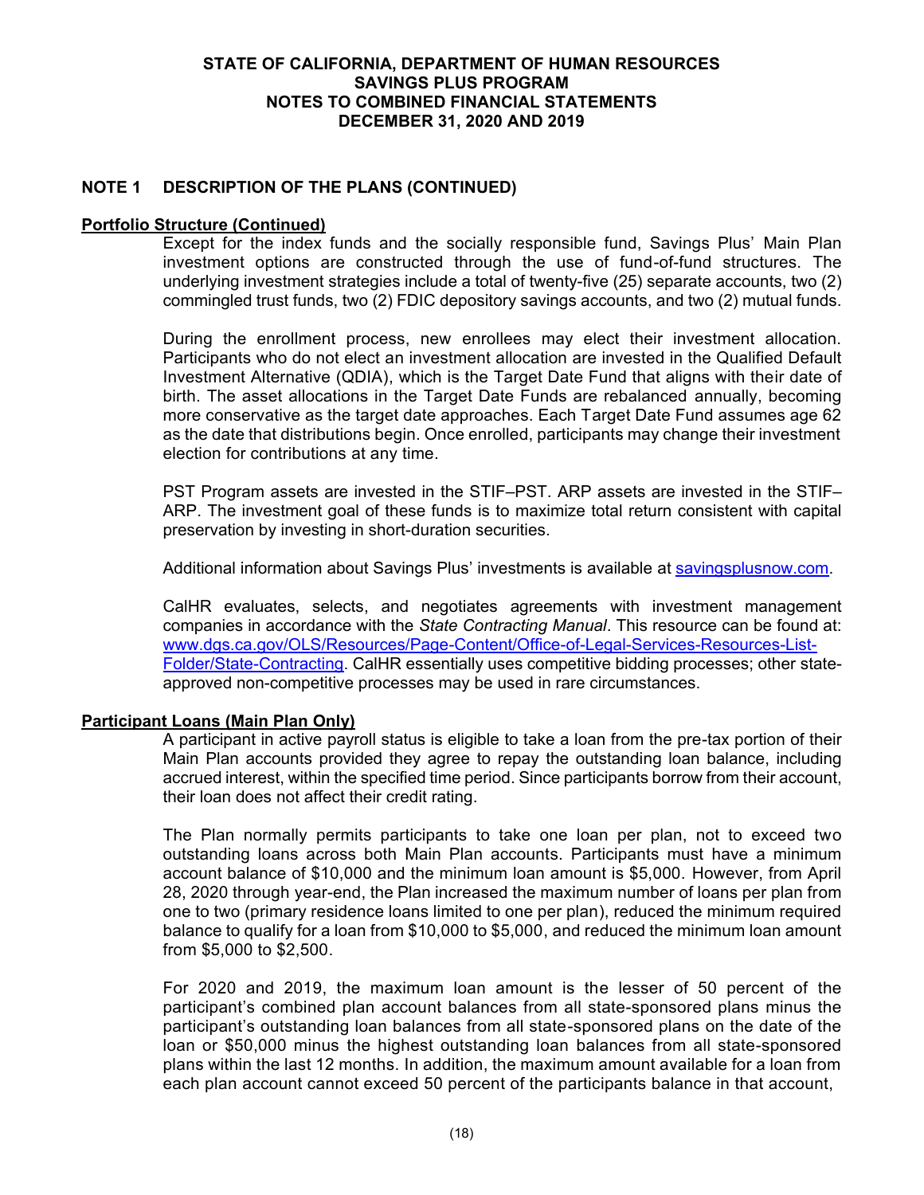## NOTE 1 DESCRIPTION OF THE PLANS (CONTINUED)

### Portfolio Structure (Continued)

Except for the index funds and the socially responsible fund, Savings Plus' Main Plan investment options are constructed through the use of fund-of-fund structures. The underlying investment strategies include a total of twenty-five (25) separate accounts, two (2) commingled trust funds, two (2) FDIC depository savings accounts, and two (2) mutual funds.

During the enrollment process, new enrollees may elect their investment allocation. Participants who do not elect an investment allocation are invested in the Qualified Default Investment Alternative (QDIA), which is the Target Date Fund that aligns with their date of birth. The asset allocations in the Target Date Funds are rebalanced annually, becoming more conservative as the target date approaches. Each Target Date Fund assumes age 62 as the date that distributions begin. Once enrolled, participants may change their investment election for contributions at any time.

PST Program assets are invested in the STIF–PST. ARP assets are invested in the STIF–ARP. The investment goal of these funds is to maximize total return consistent with capital preservation by investing in short-duration securities.

Additional information about Savings Plus' investments is available at savingsplusnow.com.

CalHR evaluates, selects, and negotiates agreements with investment management companies in accordance with the *State Contracting Manual*. This resource can be found at: www.dgs.ca.gov/OLS/Resources/Page-Content/Office-of-Legal-Services-Resources-List-Folder/State-Contracting. CalHR essentially uses competitive bidding processes; other state-approved non-competitive processes may be used in rare circumstances.

### Participant Loans (Main Plan Only)

A participant in active payroll status is eligible to take a loan from the pre-tax portion of their Main Plan accounts provided they agree to repay the outstanding loan balance, including accrued interest, within the specified time period. Since participants borrow from their account, their loan does not affect their credit rating.

The Plan normally permits participants to take one loan per plan, not to exceed two outstanding loans across both Main Plan accounts. Participants must have a minimum account balance of $10,000 and the minimum loan amount is $5,000. However, from April 28, 2020 through year-end, the Plan increased the maximum number of loans per plan from one to two (primary residence loans limited to one per plan), reduced the minimum required balance to qualify for a loan from $10,000 to $5,000, and reduced the minimum loan amount from $5,000 to $2,500.

For 2020 and 2019, the maximum loan amount is the lesser of 50 percent of the participant's combined plan account balances from all state-sponsored plans minus the participant's outstanding loan balances from all state-sponsored plans on the date of the loan or $50,000 minus the highest outstanding loan balances from all state-sponsored plans within the last 12 months. In addition, the maximum amount available for a loan from each plan account cannot exceed 50 percent of the participants balance in that account,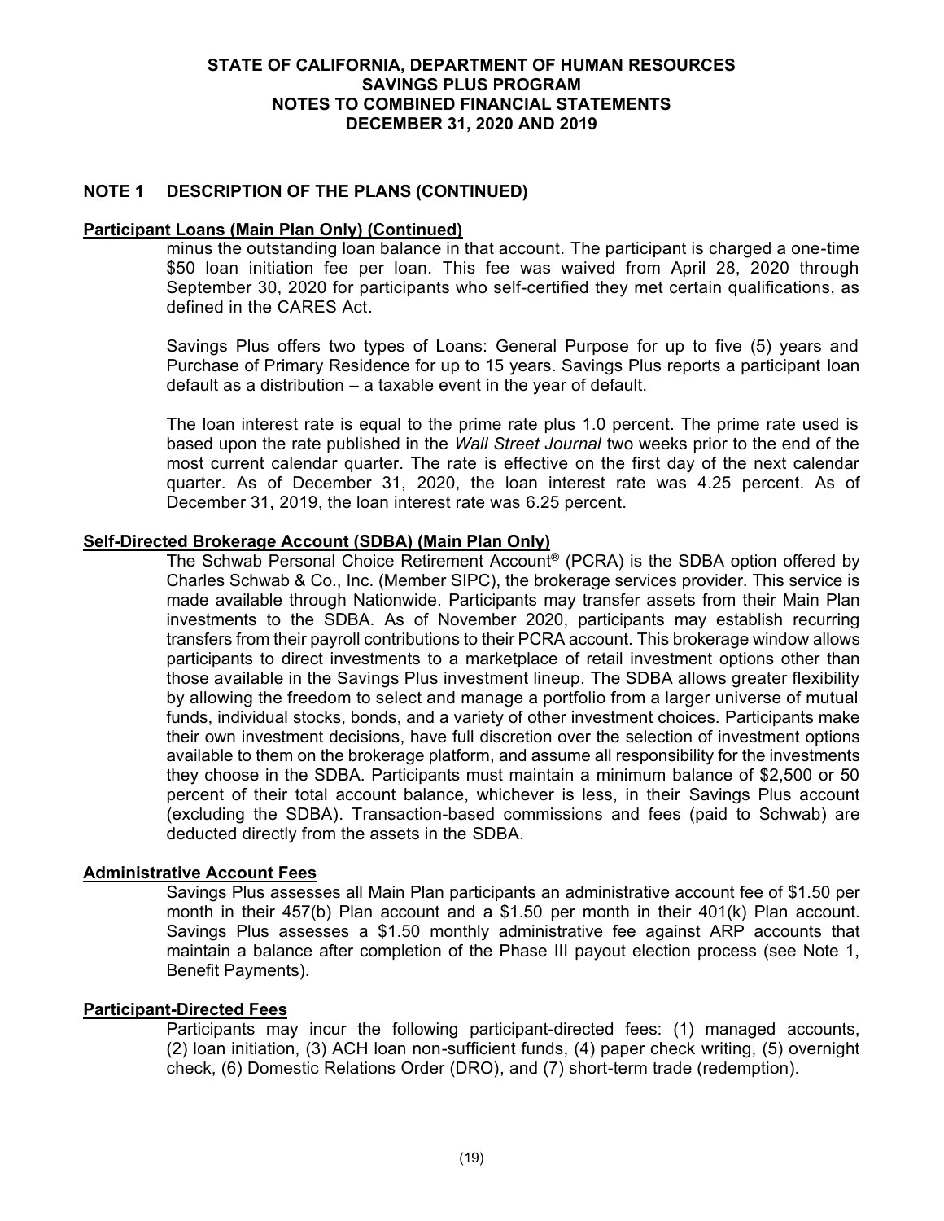## NOTE 1 DESCRIPTION OF THE PLANS (CONTINUED)

**Participant Loans (Main Plan Only) (Continued)**

minus the outstanding loan balance in that account. The participant is charged a one-time $50 loan initiation fee per loan. This fee was waived from April 28, 2020 through September 30, 2020 for participants who self-certified they met certain qualifications, as defined in the CARES Act.

Savings Plus offers two types of Loans: General Purpose for up to five (5) years and Purchase of Primary Residence for up to 15 years. Savings Plus reports a participant loan default as a distribution – a taxable event in the year of default.

The loan interest rate is equal to the prime rate plus 1.0 percent. The prime rate used is based upon the rate published in the *Wall Street Journal* two weeks prior to the end of the most current calendar quarter. The rate is effective on the first day of the next calendar quarter. As of December 31, 2020, the loan interest rate was 4.25 percent. As of December 31, 2019, the loan interest rate was 6.25 percent.

**Self-Directed Brokerage Account (SDBA) (Main Plan Only)**

The Schwab Personal Choice Retirement Account® (PCRA) is the SDBA option offered by Charles Schwab & Co., Inc. (Member SIPC), the brokerage services provider. This service is made available through Nationwide. Participants may transfer assets from their Main Plan investments to the SDBA. As of November 2020, participants may establish recurring transfers from their payroll contributions to their PCRA account. This brokerage window allows participants to direct investments to a marketplace of retail investment options other than those available in the Savings Plus investment lineup. The SDBA allows greater flexibility by allowing the freedom to select and manage a portfolio from a larger universe of mutual funds, individual stocks, bonds, and a variety of other investment choices. Participants make their own investment decisions, have full discretion over the selection of investment options available to them on the brokerage platform, and assume all responsibility for the investments they choose in the SDBA. Participants must maintain a minimum balance of $2,500 or 50 percent of their total account balance, whichever is less, in their Savings Plus account (excluding the SDBA). Transaction-based commissions and fees (paid to Schwab) are deducted directly from the assets in the SDBA.

**Administrative Account Fees**

Savings Plus assesses all Main Plan participants an administrative account fee of $1.50 per month in their 457(b) Plan account and a $1.50 per month in their 401(k) Plan account. Savings Plus assesses a $1.50 monthly administrative fee against ARP accounts that maintain a balance after completion of the Phase III payout election process (see Note 1, Benefit Payments).

**Participant-Directed Fees**

Participants may incur the following participant-directed fees: (1) managed accounts, (2) loan initiation, (3) ACH loan non-sufficient funds, (4) paper check writing, (5) overnight check, (6) Domestic Relations Order (DRO), and (7) short-term trade (redemption).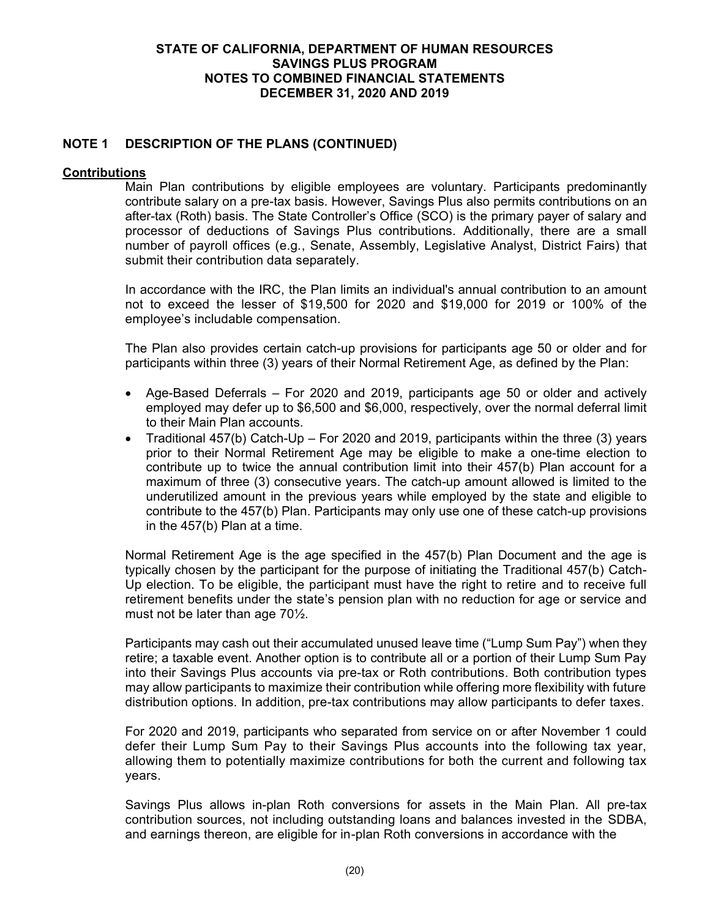## NOTE 1 DESCRIPTION OF THE PLANS (CONTINUED)

### Contributions

Main Plan contributions by eligible employees are voluntary. Participants predominantly contribute salary on a pre-tax basis. However, Savings Plus also permits contributions on an after-tax (Roth) basis. The State Controller's Office (SCO) is the primary payer of salary and processor of deductions of Savings Plus contributions. Additionally, there are a small number of payroll offices (e.g., Senate, Assembly, Legislative Analyst, District Fairs) that submit their contribution data separately.

In accordance with the IRC, the Plan limits an individual's annual contribution to an amount not to exceed the lesser of $19,500 for 2020 and $19,000 for 2019 or 100% of the employee's includable compensation.

The Plan also provides certain catch-up provisions for participants age 50 or older and for participants within three (3) years of their Normal Retirement Age, as defined by the Plan:

- Age-Based Deferrals – For 2020 and 2019, participants age 50 or older and actively employed may defer up to $6,500 and $6,000, respectively, over the normal deferral limit to their Main Plan accounts.
- Traditional 457(b) Catch-Up – For 2020 and 2019, participants within the three (3) years prior to their Normal Retirement Age may be eligible to make a one-time election to contribute up to twice the annual contribution limit into their 457(b) Plan account for a maximum of three (3) consecutive years. The catch-up amount allowed is limited to the underutilized amount in the previous years while employed by the state and eligible to contribute to the 457(b) Plan. Participants may only use one of these catch-up provisions in the 457(b) Plan at a time.

Normal Retirement Age is the age specified in the 457(b) Plan Document and the age is typically chosen by the participant for the purpose of initiating the Traditional 457(b) Catch-Up election. To be eligible, the participant must have the right to retire and to receive full retirement benefits under the state's pension plan with no reduction for age or service and must not be later than age 70½.

Participants may cash out their accumulated unused leave time ("Lump Sum Pay") when they retire; a taxable event. Another option is to contribute all or a portion of their Lump Sum Pay into their Savings Plus accounts via pre-tax or Roth contributions. Both contribution types may allow participants to maximize their contribution while offering more flexibility with future distribution options. In addition, pre-tax contributions may allow participants to defer taxes.

For 2020 and 2019, participants who separated from service on or after November 1 could defer their Lump Sum Pay to their Savings Plus accounts into the following tax year, allowing them to potentially maximize contributions for both the current and following tax years.

Savings Plus allows in-plan Roth conversions for assets in the Main Plan. All pre-tax contribution sources, not including outstanding loans and balances invested in the SDBA, and earnings thereon, are eligible for in-plan Roth conversions in accordance with the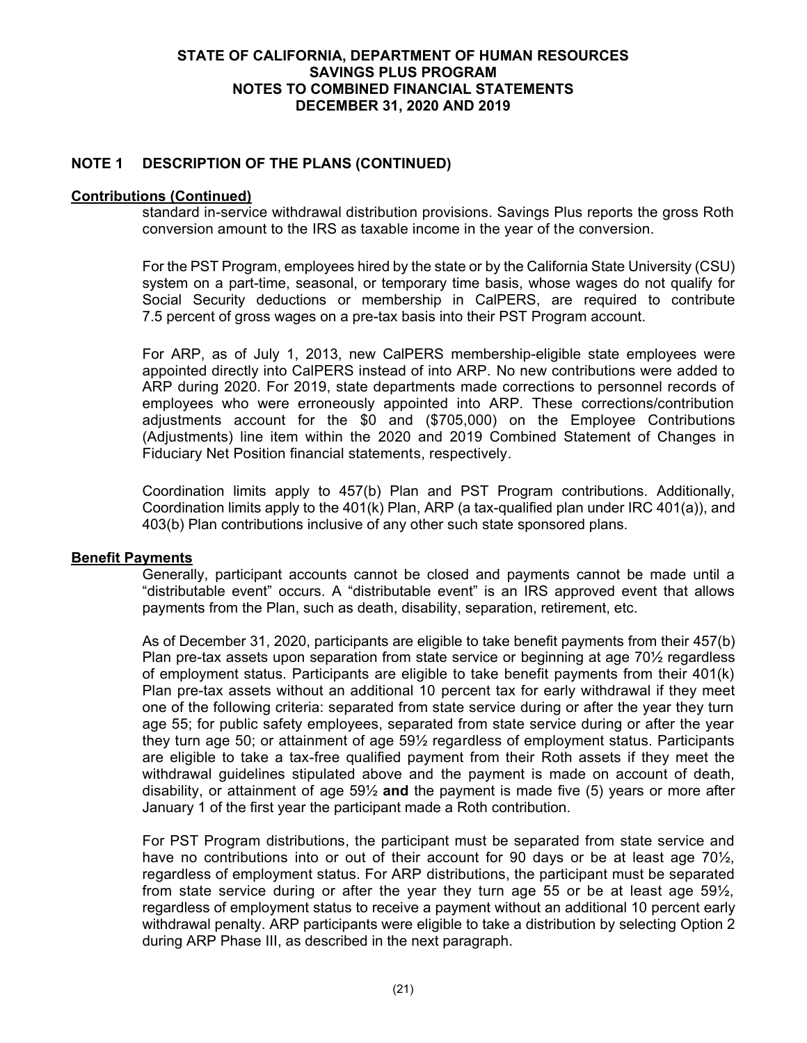## NOTE 1 DESCRIPTION OF THE PLANS (CONTINUED)

### Contributions (Continued)

standard in-service withdrawal distribution provisions. Savings Plus reports the gross Roth conversion amount to the IRS as taxable income in the year of the conversion.

For the PST Program, employees hired by the state or by the California State University (CSU) system on a part-time, seasonal, or temporary time basis, whose wages do not qualify for Social Security deductions or membership in CalPERS, are required to contribute 7.5 percent of gross wages on a pre-tax basis into their PST Program account.

For ARP, as of July 1, 2013, new CalPERS membership-eligible state employees were appointed directly into CalPERS instead of into ARP. No new contributions were added to ARP during 2020. For 2019, state departments made corrections to personnel records of employees who were erroneously appointed into ARP. These corrections/contribution adjustments account for the $0 and ($705,000) on the Employee Contributions (Adjustments) line item within the 2020 and 2019 Combined Statement of Changes in Fiduciary Net Position financial statements, respectively.

Coordination limits apply to 457(b) Plan and PST Program contributions. Additionally, Coordination limits apply to the 401(k) Plan, ARP (a tax-qualified plan under IRC 401(a)), and 403(b) Plan contributions inclusive of any other such state sponsored plans.

### Benefit Payments

Generally, participant accounts cannot be closed and payments cannot be made until a "distributable event" occurs. A "distributable event" is an IRS approved event that allows payments from the Plan, such as death, disability, separation, retirement, etc.

As of December 31, 2020, participants are eligible to take benefit payments from their 457(b) Plan pre-tax assets upon separation from state service or beginning at age 70½ regardless of employment status. Participants are eligible to take benefit payments from their 401(k) Plan pre-tax assets without an additional 10 percent tax for early withdrawal if they meet one of the following criteria: separated from state service during or after the year they turn age 55; for public safety employees, separated from state service during or after the year they turn age 50; or attainment of age 59½ regardless of employment status. Participants are eligible to take a tax-free qualified payment from their Roth assets if they meet the withdrawal guidelines stipulated above and the payment is made on account of death, disability, or attainment of age 59½ **and** the payment is made five (5) years or more after January 1 of the first year the participant made a Roth contribution.

For PST Program distributions, the participant must be separated from state service and have no contributions into or out of their account for 90 days or be at least age 70½, regardless of employment status. For ARP distributions, the participant must be separated from state service during or after the year they turn age 55 or be at least age 59½, regardless of employment status to receive a payment without an additional 10 percent early withdrawal penalty. ARP participants were eligible to take a distribution by selecting Option 2 during ARP Phase III, as described in the next paragraph.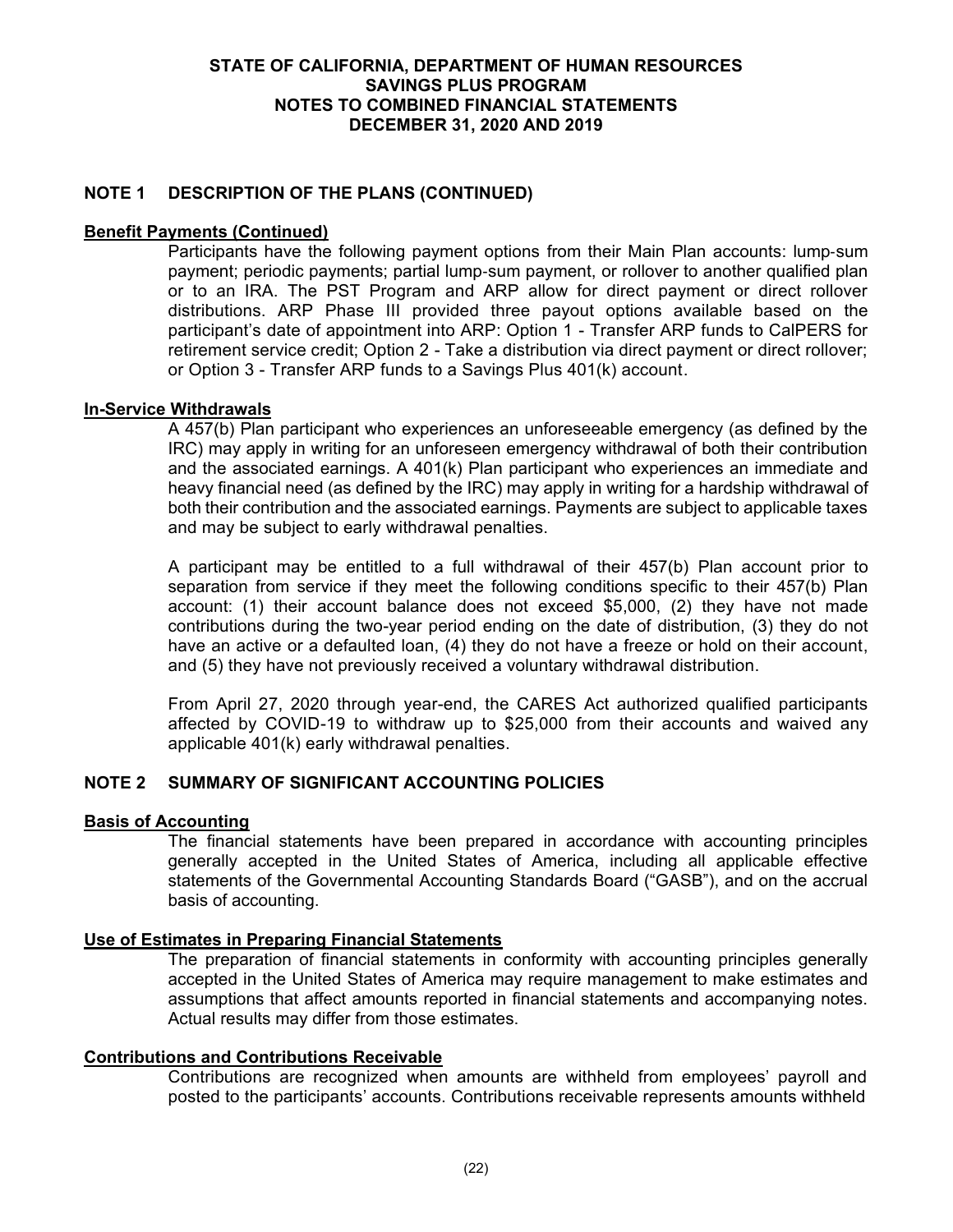## NOTE 1 DESCRIPTION OF THE PLANS (CONTINUED)

**Benefit Payments (Continued)**

Participants have the following payment options from their Main Plan accounts: lump-sum payment; periodic payments; partial lump-sum payment, or rollover to another qualified plan or to an IRA. The PST Program and ARP allow for direct payment or direct rollover distributions. ARP Phase III provided three payout options available based on the participant's date of appointment into ARP: Option 1 - Transfer ARP funds to CalPERS for retirement service credit; Option 2 - Take a distribution via direct payment or direct rollover; or Option 3 - Transfer ARP funds to a Savings Plus 401(k) account.

**In-Service Withdrawals**

A 457(b) Plan participant who experiences an unforeseeable emergency (as defined by the IRC) may apply in writing for an unforeseen emergency withdrawal of both their contribution and the associated earnings. A 401(k) Plan participant who experiences an immediate and heavy financial need (as defined by the IRC) may apply in writing for a hardship withdrawal of both their contribution and the associated earnings. Payments are subject to applicable taxes and may be subject to early withdrawal penalties.

A participant may be entitled to a full withdrawal of their 457(b) Plan account prior to separation from service if they meet the following conditions specific to their 457(b) Plan account: (1) their account balance does not exceed $5,000, (2) they have not made contributions during the two-year period ending on the date of distribution, (3) they do not have an active or a defaulted loan, (4) they do not have a freeze or hold on their account, and (5) they have not previously received a voluntary withdrawal distribution.

From April 27, 2020 through year-end, the CARES Act authorized qualified participants affected by COVID-19 to withdraw up to $25,000 from their accounts and waived any applicable 401(k) early withdrawal penalties.

## NOTE 2 SUMMARY OF SIGNIFICANT ACCOUNTING POLICIES

**Basis of Accounting**

The financial statements have been prepared in accordance with accounting principles generally accepted in the United States of America, including all applicable effective statements of the Governmental Accounting Standards Board ("GASB"), and on the accrual basis of accounting.

**Use of Estimates in Preparing Financial Statements**

The preparation of financial statements in conformity with accounting principles generally accepted in the United States of America may require management to make estimates and assumptions that affect amounts reported in financial statements and accompanying notes. Actual results may differ from those estimates.

**Contributions and Contributions Receivable**

Contributions are recognized when amounts are withheld from employees' payroll and posted to the participants' accounts. Contributions receivable represents amounts withheld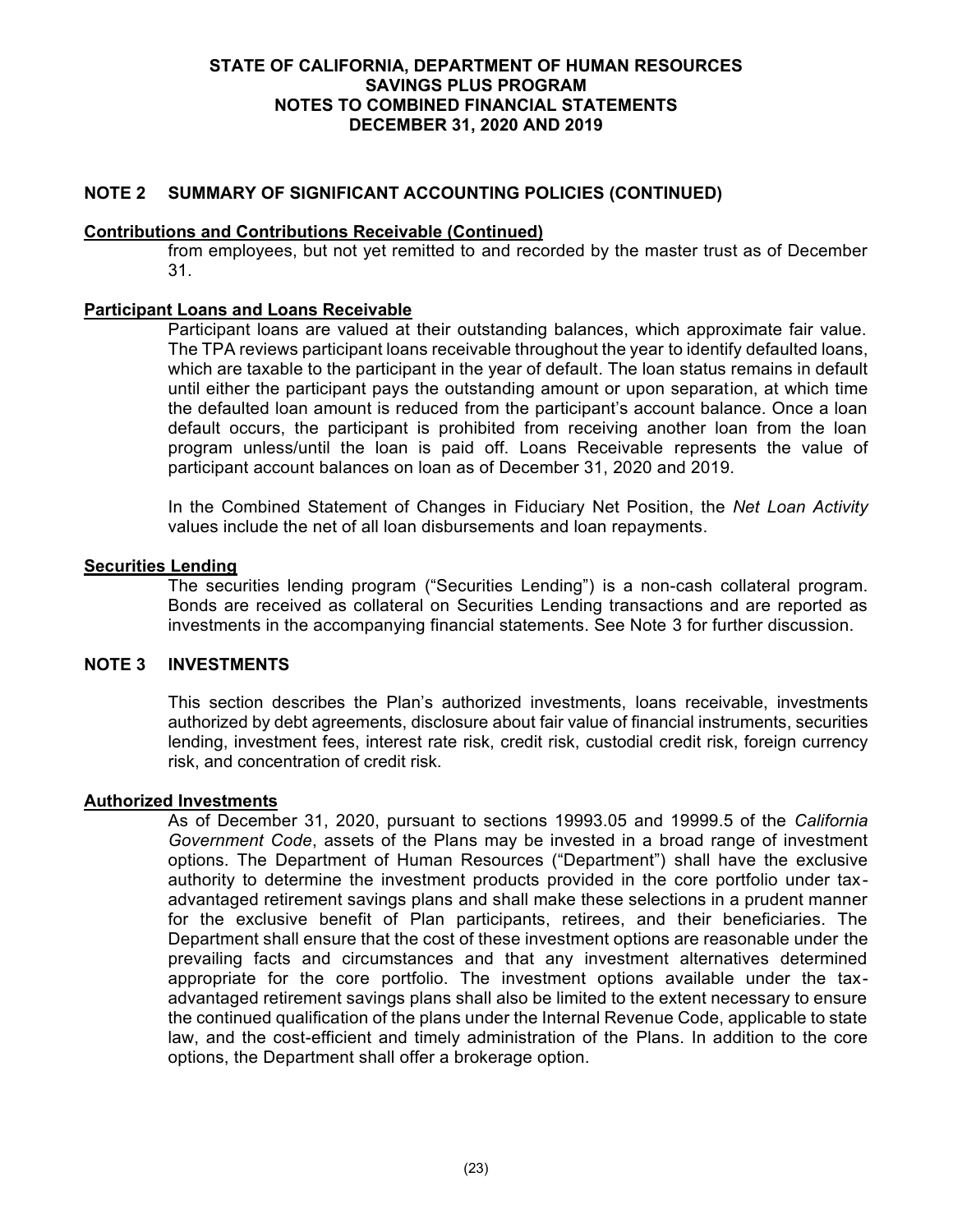## NOTE 2 SUMMARY OF SIGNIFICANT ACCOUNTING POLICIES (CONTINUED)

### Contributions and Contributions Receivable (Continued)

from employees, but not yet remitted to and recorded by the master trust as of December 31.

### Participant Loans and Loans Receivable

Participant loans are valued at their outstanding balances, which approximate fair value. The TPA reviews participant loans receivable throughout the year to identify defaulted loans, which are taxable to the participant in the year of default. The loan status remains in default until either the participant pays the outstanding amount or upon separation, at which time the defaulted loan amount is reduced from the participant's account balance. Once a loan default occurs, the participant is prohibited from receiving another loan from the loan program unless/until the loan is paid off. Loans Receivable represents the value of participant account balances on loan as of December 31, 2020 and 2019.

In the Combined Statement of Changes in Fiduciary Net Position, the *Net Loan Activity* values include the net of all loan disbursements and loan repayments.

### Securities Lending

The securities lending program ("Securities Lending") is a non-cash collateral program. Bonds are received as collateral on Securities Lending transactions and are reported as investments in the accompanying financial statements. See Note 3 for further discussion.

## NOTE 3 INVESTMENTS

This section describes the Plan's authorized investments, loans receivable, investments authorized by debt agreements, disclosure about fair value of financial instruments, securities lending, investment fees, interest rate risk, credit risk, custodial credit risk, foreign currency risk, and concentration of credit risk.

### Authorized Investments

As of December 31, 2020, pursuant to sections 19993.05 and 19999.5 of the *California Government Code*, assets of the Plans may be invested in a broad range of investment options. The Department of Human Resources ("Department") shall have the exclusive authority to determine the investment products provided in the core portfolio under tax-advantaged retirement savings plans and shall make these selections in a prudent manner for the exclusive benefit of Plan participants, retirees, and their beneficiaries. The Department shall ensure that the cost of these investment options are reasonable under the prevailing facts and circumstances and that any investment alternatives determined appropriate for the core portfolio. The investment options available under the tax-advantaged retirement savings plans shall also be limited to the extent necessary to ensure the continued qualification of the plans under the Internal Revenue Code, applicable to state law, and the cost-efficient and timely administration of the Plans. In addition to the core options, the Department shall offer a brokerage option.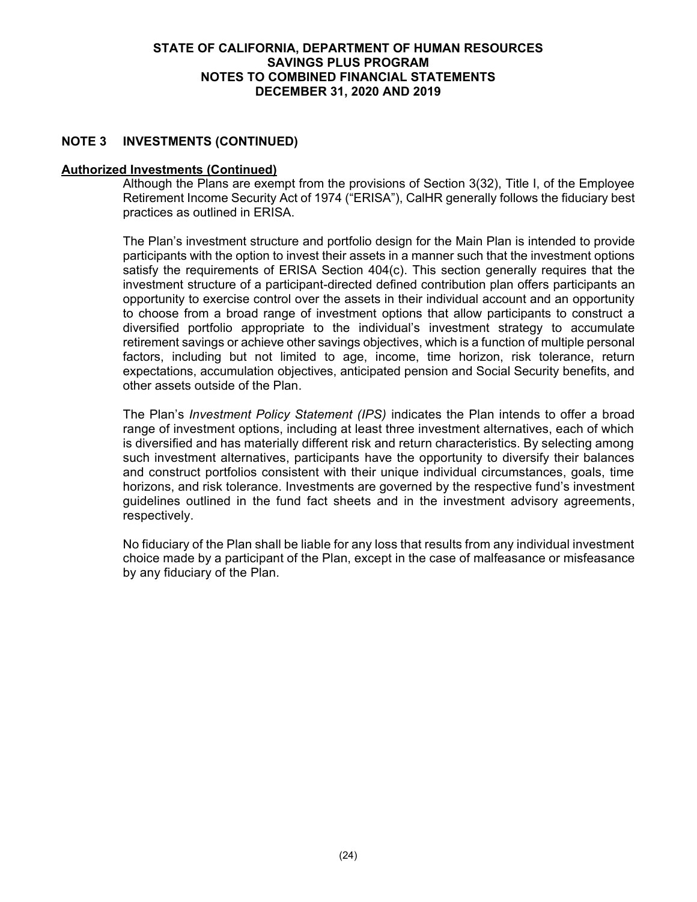## NOTE 3 INVESTMENTS (CONTINUED)

**Authorized Investments (Continued)**

Although the Plans are exempt from the provisions of Section 3(32), Title I, of the Employee Retirement Income Security Act of 1974 ("ERISA"), CalHR generally follows the fiduciary best practices as outlined in ERISA.

The Plan's investment structure and portfolio design for the Main Plan is intended to provide participants with the option to invest their assets in a manner such that the investment options satisfy the requirements of ERISA Section 404(c). This section generally requires that the investment structure of a participant-directed defined contribution plan offers participants an opportunity to exercise control over the assets in their individual account and an opportunity to choose from a broad range of investment options that allow participants to construct a diversified portfolio appropriate to the individual's investment strategy to accumulate retirement savings or achieve other savings objectives, which is a function of multiple personal factors, including but not limited to age, income, time horizon, risk tolerance, return expectations, accumulation objectives, anticipated pension and Social Security benefits, and other assets outside of the Plan.

The Plan's *Investment Policy Statement (IPS)* indicates the Plan intends to offer a broad range of investment options, including at least three investment alternatives, each of which is diversified and has materially different risk and return characteristics. By selecting among such investment alternatives, participants have the opportunity to diversify their balances and construct portfolios consistent with their unique individual circumstances, goals, time horizons, and risk tolerance. Investments are governed by the respective fund's investment guidelines outlined in the fund fact sheets and in the investment advisory agreements, respectively.

No fiduciary of the Plan shall be liable for any loss that results from any individual investment choice made by a participant of the Plan, except in the case of malfeasance or misfeasance by any fiduciary of the Plan.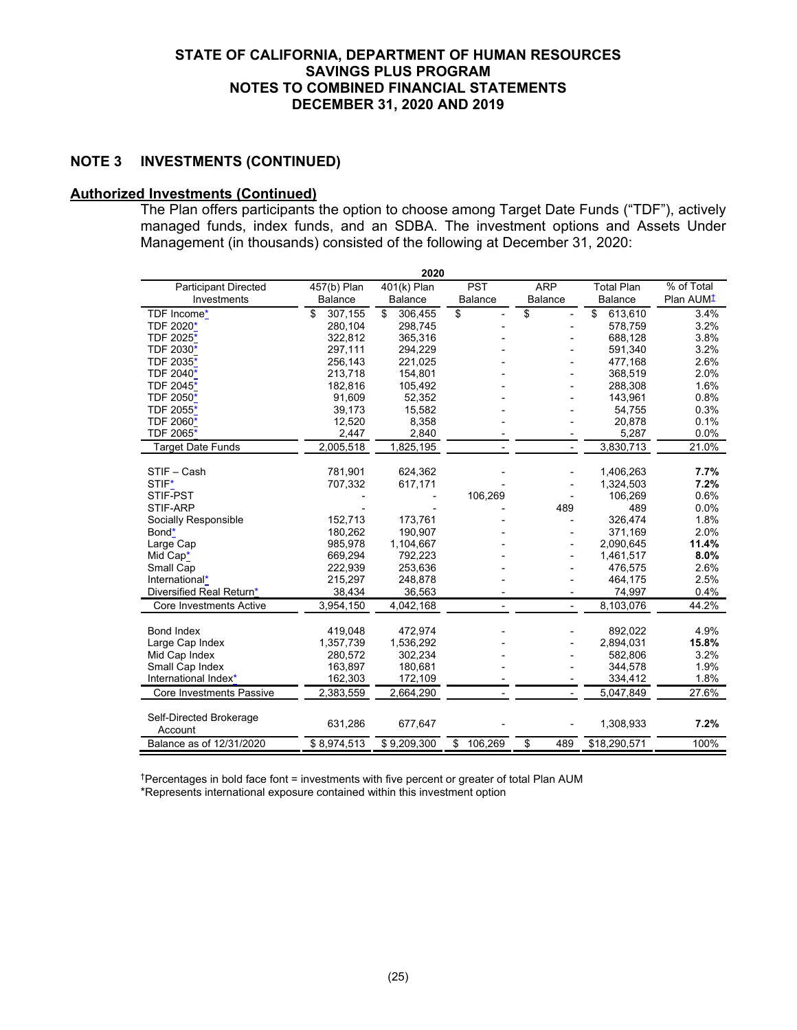**STATE OF CALIFORNIA, DEPARTMENT OF HUMAN RESOURCES**
**SAVINGS PLUS PROGRAM**
**NOTES TO COMBINED FINANCIAL STATEMENTS**
**DECEMBER 31, 2020 AND 2019**

## NOTE 3 INVESTMENTS (CONTINUED)

### Authorized Investments (Continued)

The Plan offers participants the option to choose among Target Date Funds ("TDF"), actively managed funds, index funds, and an SDBA. The investment options and Assets Under Management (in thousands) consisted of the following at December 31, 2020:

| 2020 | | | | | | |
|---|---|---|---|---|---|---|
| Participant Directed Investments | 457(b) Plan Balance | 401(k) Plan Balance | PST Balance | ARP Balance | Total Plan Balance | % of Total Plan AUM† |
| TDF Income* | $ 307,155 | $ 306,455 | $ - | $ - | $ 613,610 | 3.4% |
| TDF 2020* | 280,104 | 298,745 | - | - | 578,759 | 3.2% |
| TDF 2025* | 322,812 | 365,316 | - | - | 688,128 | 3.8% |
| TDF 2030* | 297,111 | 294,229 | - | - | 591,340 | 3.2% |
| TDF 2035* | 256,143 | 221,025 | - | - | 477,168 | 2.6% |
| TDF 2040* | 213,718 | 154,801 | - | - | 368,519 | 2.0% |
| TDF 2045* | 182,816 | 105,492 | - | - | 288,308 | 1.6% |
| TDF 2050* | 91,609 | 52,352 | - | - | 143,961 | 0.8% |
| TDF 2055* | 39,173 | 15,582 | - | - | 54,755 | 0.3% |
| TDF 2060* | 12,520 | 8,358 | - | - | 20,878 | 0.1% |
| TDF 2065* | 2,447 | 2,840 | - | - | 5,287 | 0.0% |
| Target Date Funds | 2,005,518 | 1,825,195 | - | - | 3,830,713 | 21.0% |
| STIF – Cash | 781,901 | 624,362 | - | - | 1,406,263 | **7.7%** |
| STIF* | 707,332 | 617,171 | - | - | 1,324,503 | **7.2%** |
| STIF-PST | - | - | 106,269 | - | 106,269 | 0.6% |
| STIF-ARP | - | - | - | 489 | 489 | 0.0% |
| Socially Responsible | 152,713 | 173,761 | - | - | 326,474 | 1.8% |
| Bond* | 180,262 | 190,907 | - | - | 371,169 | 2.0% |
| Large Cap | 985,978 | 1,104,667 | - | - | 2,090,645 | **11.4%** |
| Mid Cap* | 669,294 | 792,223 | - | - | 1,461,517 | **8.0%** |
| Small Cap | 222,939 | 253,636 | - | - | 476,575 | 2.6% |
| International* | 215,297 | 248,878 | - | - | 464,175 | 2.5% |
| Diversified Real Return* | 38,434 | 36,563 | - | - | 74,997 | 0.4% |
| Core Investments Active | 3,954,150 | 4,042,168 | - | - | 8,103,076 | 44.2% |
| Bond Index | 419,048 | 472,974 | - | - | 892,022 | 4.9% |
| Large Cap Index | 1,357,739 | 1,536,292 | - | - | 2,894,031 | **15.8%** |
| Mid Cap Index | 280,572 | 302,234 | - | - | 582,806 | 3.2% |
| Small Cap Index | 163,897 | 180,681 | - | - | 344,578 | 1.9% |
| International Index* | 162,303 | 172,109 | - | - | 334,412 | 1.8% |
| Core Investments Passive | 2,383,559 | 2,664,290 | - | - | 5,047,849 | 27.6% |
| Self-Directed Brokerage Account | 631,286 | 677,647 | - | - | 1,308,933 | **7.2%** |
| Balance as of 12/31/2020 | $ 8,974,513 | $ 9,209,300 | $ 106,269 | $ 489 | $18,290,571 | 100% |

†Percentages in bold face font = investments with five percent or greater of total Plan AUM
*Represents international exposure contained within this investment option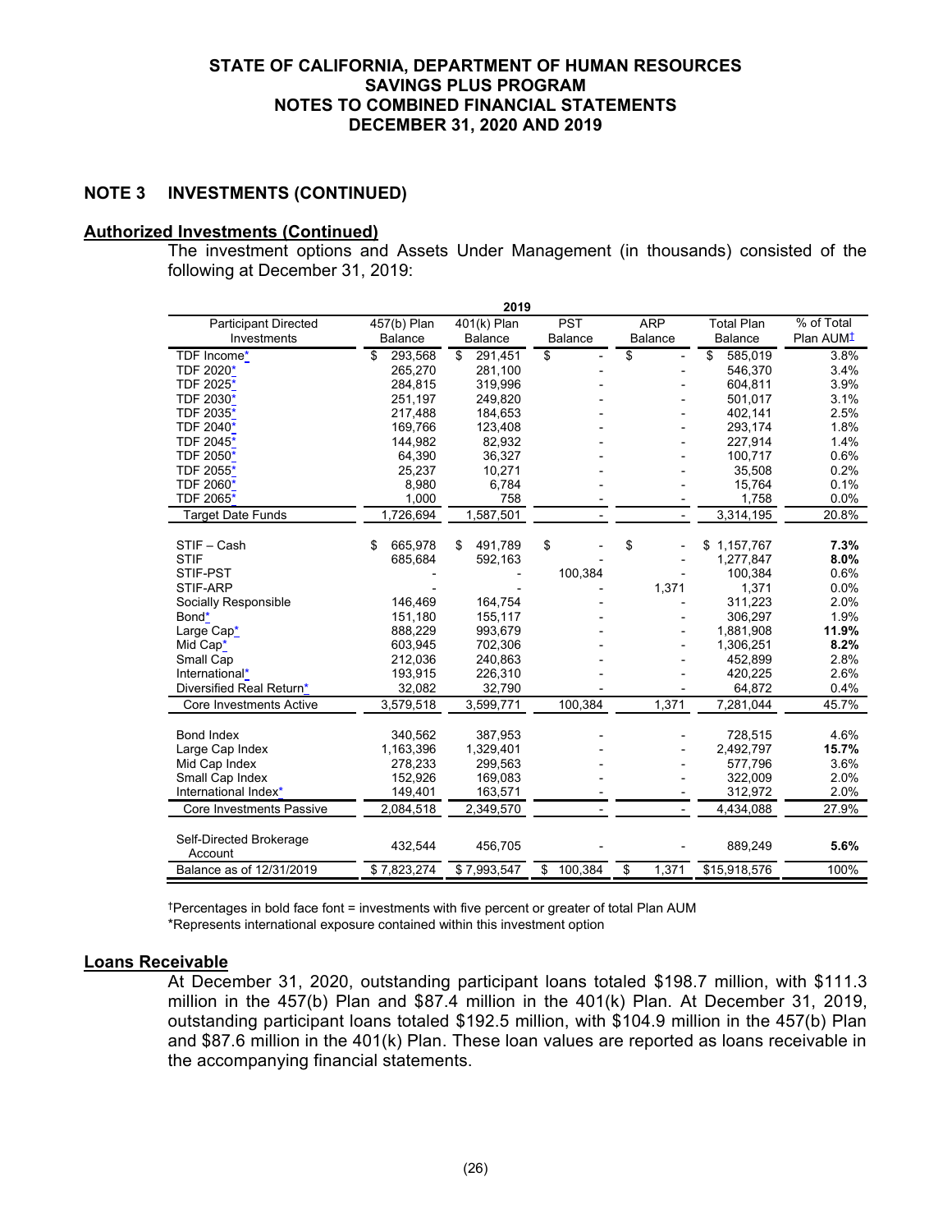# STATE OF CALIFORNIA, DEPARTMENT OF HUMAN RESOURCES
# SAVINGS PLUS PROGRAM
# NOTES TO COMBINED FINANCIAL STATEMENTS
# DECEMBER 31, 2020 AND 2019

## NOTE 3 INVESTMENTS (CONTINUED)

### Authorized Investments (Continued)

The investment options and Assets Under Management (in thousands) consisted of the following at December 31, 2019:

| 2019 | | | | | | |
|---|---|---|---|---|---|---|
| Participant Directed Investments | 457(b) Plan Balance | 401(k) Plan Balance | PST Balance | ARP Balance | Total Plan Balance | % of Total Plan AUM† |
| TDF Income* | $ 293,568 | $ 291,451 | $ - | $ - | $ 585,019 | 3.8% |
| TDF 2020* | 265,270 | 281,100 | - | - | 546,370 | 3.4% |
| TDF 2025* | 284,815 | 319,996 | - | - | 604,811 | 3.9% |
| TDF 2030* | 251,197 | 249,820 | - | - | 501,017 | 3.1% |
| TDF 2035* | 217,488 | 184,653 | - | - | 402,141 | 2.5% |
| TDF 2040* | 169,766 | 123,408 | - | - | 293,174 | 1.8% |
| TDF 2045* | 144,982 | 82,932 | - | - | 227,914 | 1.4% |
| TDF 2050* | 64,390 | 36,327 | - | - | 100,717 | 0.6% |
| TDF 2055* | 25,237 | 10,271 | - | - | 35,508 | 0.2% |
| TDF 2060* | 8,980 | 6,784 | - | - | 15,764 | 0.1% |
| TDF 2065* | 1,000 | 758 | - | - | 1,758 | 0.0% |
| Target Date Funds | 1,726,694 | 1,587,501 | - | - | 3,314,195 | 20.8% |
| STIF – Cash | $ 665,978 | $ 491,789 | $ - | $ - | $ 1,157,767 | **7.3%** |
| STIF | 685,684 | 592,163 | - | - | 1,277,847 | **8.0%** |
| STIF-PST | - | - | 100,384 | - | 100,384 | 0.6% |
| STIF-ARP | - | - | - | 1,371 | 1,371 | 0.0% |
| Socially Responsible | 146,469 | 164,754 | - | - | 311,223 | 2.0% |
| Bond* | 151,180 | 155,117 | - | - | 306,297 | 1.9% |
| Large Cap* | 888,229 | 993,679 | - | - | 1,881,908 | **11.9%** |
| Mid Cap* | 603,945 | 702,306 | - | - | 1,306,251 | **8.2%** |
| Small Cap | 212,036 | 240,863 | - | - | 452,899 | 2.8% |
| International* | 193,915 | 226,310 | - | - | 420,225 | 2.6% |
| Diversified Real Return* | 32,082 | 32,790 | - | - | 64,872 | 0.4% |
| Core Investments Active | 3,579,518 | 3,599,771 | 100,384 | 1,371 | 7,281,044 | 45.7% |
| Bond Index | 340,562 | 387,953 | - | - | 728,515 | 4.6% |
| Large Cap Index | 1,163,396 | 1,329,401 | - | - | 2,492,797 | **15.7%** |
| Mid Cap Index | 278,233 | 299,563 | - | - | 577,796 | 3.6% |
| Small Cap Index | 152,926 | 169,083 | - | - | 322,009 | 2.0% |
| International Index* | 149,401 | 163,571 | - | - | 312,972 | 2.0% |
| Core Investments Passive | 2,084,518 | 2,349,570 | - | - | 4,434,088 | 27.9% |
| Self-Directed Brokerage Account | 432,544 | 456,705 | - | - | 889,249 | **5.6%** |
| Balance as of 12/31/2019 | $ 7,823,274 | $ 7,993,547 | $ 100,384 | $ 1,371 | $15,918,576 | 100% |

†Percentages in bold face font = investments with five percent or greater of total Plan AUM
*Represents international exposure contained within this investment option

### Loans Receivable

At December 31, 2020, outstanding participant loans totaled $198.7 million, with $111.3 million in the 457(b) Plan and $87.4 million in the 401(k) Plan. At December 31, 2019, outstanding participant loans totaled $192.5 million, with $104.9 million in the 457(b) Plan and $87.6 million in the 401(k) Plan. These loan values are reported as loans receivable in the accompanying financial statements.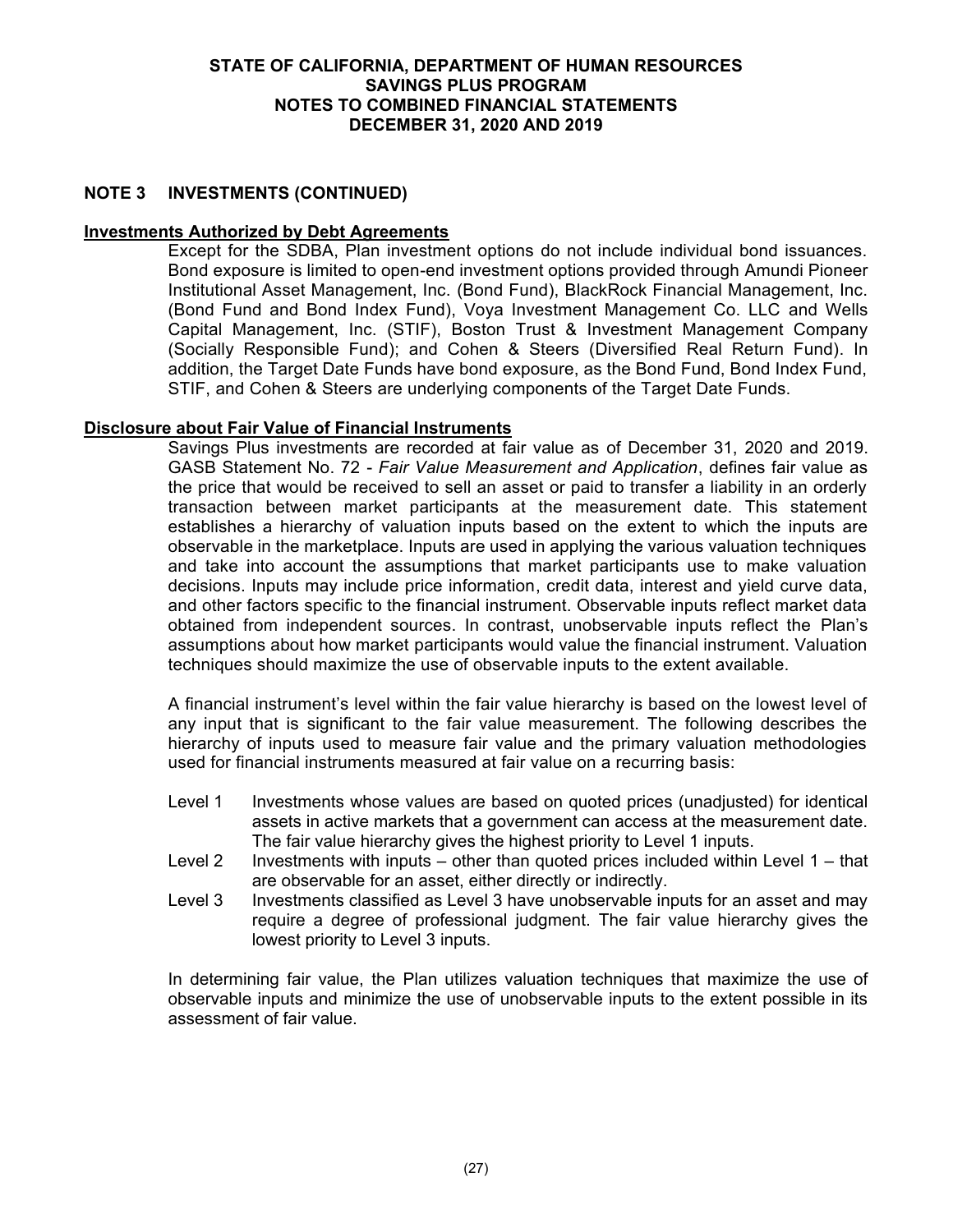## NOTE 3 INVESTMENTS (CONTINUED)

**Investments Authorized by Debt Agreements**

Except for the SDBA, Plan investment options do not include individual bond issuances. Bond exposure is limited to open-end investment options provided through Amundi Pioneer Institutional Asset Management, Inc. (Bond Fund), BlackRock Financial Management, Inc. (Bond Fund and Bond Index Fund), Voya Investment Management Co. LLC and Wells Capital Management, Inc. (STIF), Boston Trust & Investment Management Company (Socially Responsible Fund); and Cohen & Steers (Diversified Real Return Fund). In addition, the Target Date Funds have bond exposure, as the Bond Fund, Bond Index Fund, STIF, and Cohen & Steers are underlying components of the Target Date Funds.

**Disclosure about Fair Value of Financial Instruments**

Savings Plus investments are recorded at fair value as of December 31, 2020 and 2019. GASB Statement No. 72 - *Fair Value Measurement and Application*, defines fair value as the price that would be received to sell an asset or paid to transfer a liability in an orderly transaction between market participants at the measurement date. This statement establishes a hierarchy of valuation inputs based on the extent to which the inputs are observable in the marketplace. Inputs are used in applying the various valuation techniques and take into account the assumptions that market participants use to make valuation decisions. Inputs may include price information, credit data, interest and yield curve data, and other factors specific to the financial instrument. Observable inputs reflect market data obtained from independent sources. In contrast, unobservable inputs reflect the Plan's assumptions about how market participants would value the financial instrument. Valuation techniques should maximize the use of observable inputs to the extent available.

A financial instrument's level within the fair value hierarchy is based on the lowest level of any input that is significant to the fair value measurement. The following describes the hierarchy of inputs used to measure fair value and the primary valuation methodologies used for financial instruments measured at fair value on a recurring basis:

- Level 1 Investments whose values are based on quoted prices (unadjusted) for identical assets in active markets that a government can access at the measurement date. The fair value hierarchy gives the highest priority to Level 1 inputs.
- Level 2 Investments with inputs – other than quoted prices included within Level 1 – that are observable for an asset, either directly or indirectly.
- Level 3 Investments classified as Level 3 have unobservable inputs for an asset and may require a degree of professional judgment. The fair value hierarchy gives the lowest priority to Level 3 inputs.

In determining fair value, the Plan utilizes valuation techniques that maximize the use of observable inputs and minimize the use of unobservable inputs to the extent possible in its assessment of fair value.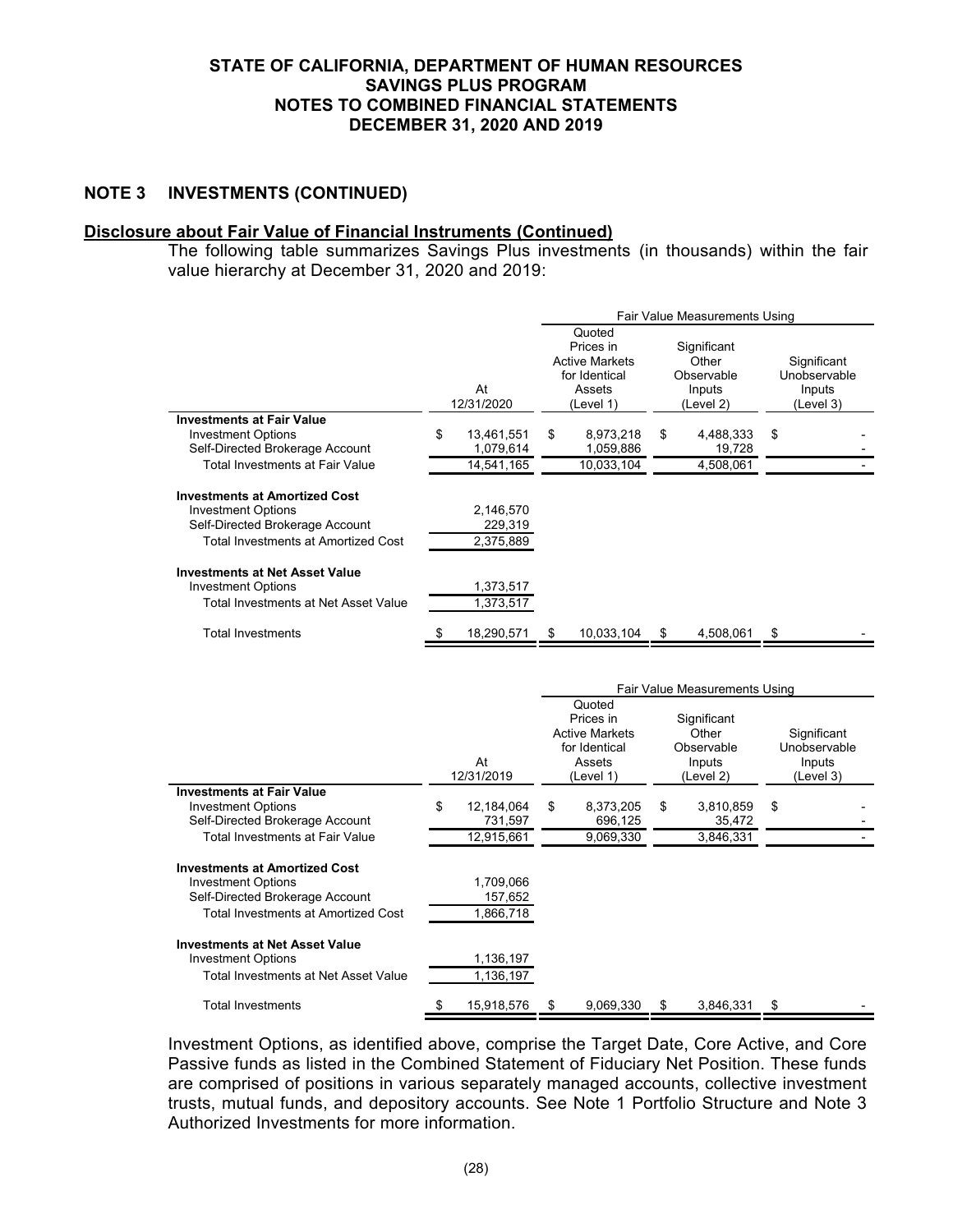## NOTE 3 INVESTMENTS (CONTINUED)

**Disclosure about Fair Value of Financial Instruments (Continued)**

The following table summarizes Savings Plus investments (in thousands) within the fair value hierarchy at December 31, 2020 and 2019:

| | At 12/31/2020 | Fair Value Measurements Using | | |
|---|---|---|---|---|
| | | Quoted Prices in Active Markets for Identical Assets (Level 1) | Significant Other Observable Inputs (Level 2) | Significant Unobservable Inputs (Level 3) |
| **Investments at Fair Value** | | | | |
| Investment Options | $ 13,461,551 | $ 8,973,218 | $ 4,488,333 | $ - |
| Self-Directed Brokerage Account | 1,079,614 | 1,059,886 | 19,728 | - |
| Total Investments at Fair Value | 14,541,165 | 10,033,104 | 4,508,061 | - |
| **Investments at Amortized Cost** | | | | |
| Investment Options | 2,146,570 | | | |
| Self-Directed Brokerage Account | 229,319 | | | |
| Total Investments at Amortized Cost | 2,375,889 | | | |
| **Investments at Net Asset Value** | | | | |
| Investment Options | 1,373,517 | | | |
| Total Investments at Net Asset Value | 1,373,517 | | | |
| Total Investments | $ 18,290,571 | $ 10,033,104 | $ 4,508,061 | $ - |

| | At 12/31/2019 | Fair Value Measurements Using | | |
|---|---|---|---|---|
| | | Quoted Prices in Active Markets for Identical Assets (Level 1) | Significant Other Observable Inputs (Level 2) | Significant Unobservable Inputs (Level 3) |
| **Investments at Fair Value** | | | | |
| Investment Options | $ 12,184,064 | $ 8,373,205 | $ 3,810,859 | $ - |
| Self-Directed Brokerage Account | 731,597 | 696,125 | 35,472 | - |
| Total Investments at Fair Value | 12,915,661 | 9,069,330 | 3,846,331 | - |
| **Investments at Amortized Cost** | | | | |
| Investment Options | 1,709,066 | | | |
| Self-Directed Brokerage Account | 157,652 | | | |
| Total Investments at Amortized Cost | 1,866,718 | | | |
| **Investments at Net Asset Value** | | | | |
| Investment Options | 1,136,197 | | | |
| Total Investments at Net Asset Value | 1,136,197 | | | |
| Total Investments | $ 15,918,576 | $ 9,069,330 | $ 3,846,331 | $ - |

Investment Options, as identified above, comprise the Target Date, Core Active, and Core Passive funds as listed in the Combined Statement of Fiduciary Net Position. These funds are comprised of positions in various separately managed accounts, collective investment trusts, mutual funds, and depository accounts. See Note 1 Portfolio Structure and Note 3 Authorized Investments for more information.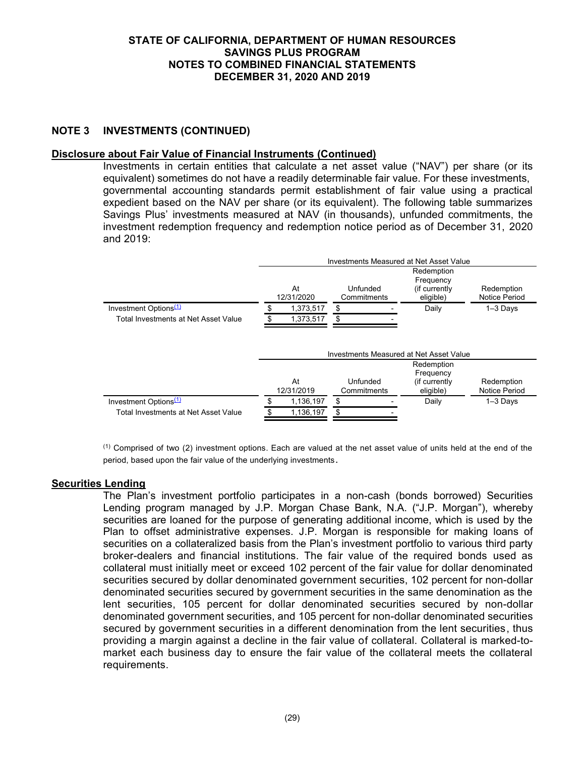## NOTE 3 INVESTMENTS (CONTINUED)

### Disclosure about Fair Value of Financial Instruments (Continued)

Investments in certain entities that calculate a net asset value ("NAV") per share (or its equivalent) sometimes do not have a readily determinable fair value. For these investments, governmental accounting standards permit establishment of fair value using a practical expedient based on the NAV per share (or its equivalent). The following table summarizes Savings Plus' investments measured at NAV (in thousands), unfunded commitments, the investment redemption frequency and redemption notice period as of December 31, 2020 and 2019:

| | Investments Measured at Net Asset Value | | | |
|---|---|---|---|---|
| | At 12/31/2020 | Unfunded Commitments | Redemption Frequency (if currently eligible) | Redemption Notice Period |
| Investment Options[(1)] | $ 1,373,517 | $ - | Daily | 1–3 Days |
| Total Investments at Net Asset Value | $ 1,373,517 | $ - | | |

| | Investments Measured at Net Asset Value | | | |
|---|---|---|---|---|
| | At 12/31/2019 | Unfunded Commitments | Redemption Frequency (if currently eligible) | Redemption Notice Period |
| Investment Options[(1)] | $ 1,136,197 | $ - | Daily | 1–3 Days |
| Total Investments at Net Asset Value | $ 1,136,197 | $ - | | |

[(1)] Comprised of two (2) investment options. Each are valued at the net asset value of units held at the end of the period, based upon the fair value of the underlying investments.

### Securities Lending

The Plan's investment portfolio participates in a non-cash (bonds borrowed) Securities Lending program managed by J.P. Morgan Chase Bank, N.A. ("J.P. Morgan"), whereby securities are loaned for the purpose of generating additional income, which is used by the Plan to offset administrative expenses. J.P. Morgan is responsible for making loans of securities on a collateralized basis from the Plan's investment portfolio to various third party broker-dealers and financial institutions. The fair value of the required bonds used as collateral must initially meet or exceed 102 percent of the fair value for dollar denominated securities secured by dollar denominated government securities, 102 percent for non-dollar denominated securities secured by government securities in the same denomination as the lent securities, 105 percent for dollar denominated securities secured by non-dollar denominated government securities, and 105 percent for non-dollar denominated securities secured by government securities in a different denomination from the lent securities, thus providing a margin against a decline in the fair value of collateral. Collateral is marked-to-market each business day to ensure the fair value of the collateral meets the collateral requirements.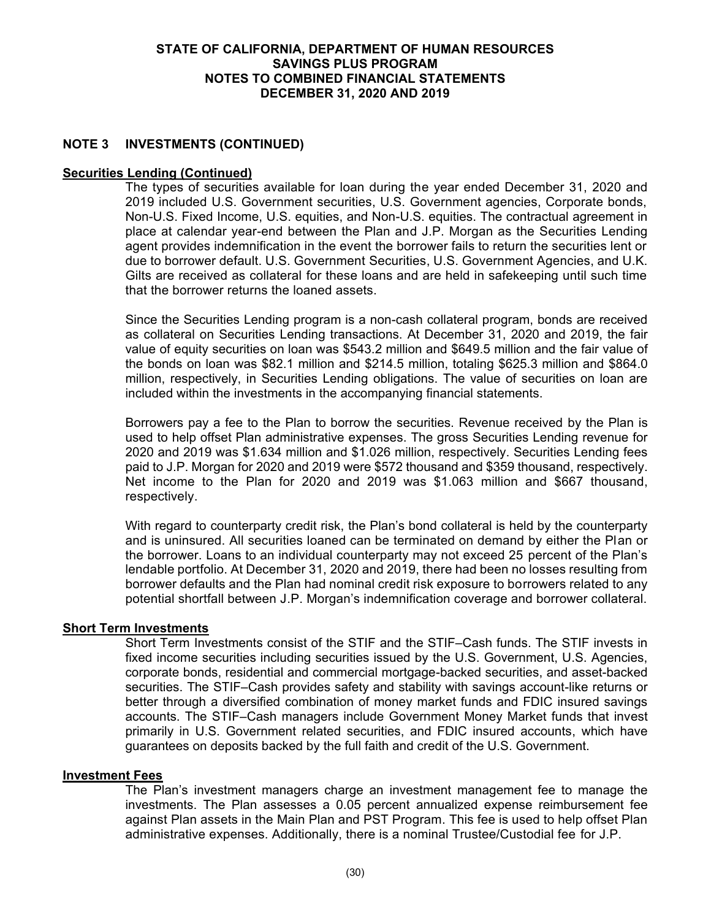## NOTE 3 INVESTMENTS (CONTINUED)

**Securities Lending (Continued)**

The types of securities available for loan during the year ended December 31, 2020 and 2019 included U.S. Government securities, U.S. Government agencies, Corporate bonds, Non-U.S. Fixed Income, U.S. equities, and Non-U.S. equities. The contractual agreement in place at calendar year-end between the Plan and J.P. Morgan as the Securities Lending agent provides indemnification in the event the borrower fails to return the securities lent or due to borrower default. U.S. Government Securities, U.S. Government Agencies, and U.K. Gilts are received as collateral for these loans and are held in safekeeping until such time that the borrower returns the loaned assets.

Since the Securities Lending program is a non-cash collateral program, bonds are received as collateral on Securities Lending transactions. At December 31, 2020 and 2019, the fair value of equity securities on loan was $543.2 million and $649.5 million and the fair value of the bonds on loan was $82.1 million and $214.5 million, totaling $625.3 million and $864.0 million, respectively, in Securities Lending obligations. The value of securities on loan are included within the investments in the accompanying financial statements.

Borrowers pay a fee to the Plan to borrow the securities. Revenue received by the Plan is used to help offset Plan administrative expenses. The gross Securities Lending revenue for 2020 and 2019 was $1.634 million and $1.026 million, respectively. Securities Lending fees paid to J.P. Morgan for 2020 and 2019 were $572 thousand and $359 thousand, respectively. Net income to the Plan for 2020 and 2019 was $1.063 million and $667 thousand, respectively.

With regard to counterparty credit risk, the Plan's bond collateral is held by the counterparty and is uninsured. All securities loaned can be terminated on demand by either the Plan or the borrower. Loans to an individual counterparty may not exceed 25 percent of the Plan's lendable portfolio. At December 31, 2020 and 2019, there had been no losses resulting from borrower defaults and the Plan had nominal credit risk exposure to borrowers related to any potential shortfall between J.P. Morgan's indemnification coverage and borrower collateral.

**Short Term Investments**

Short Term Investments consist of the STIF and the STIF–Cash funds. The STIF invests in fixed income securities including securities issued by the U.S. Government, U.S. Agencies, corporate bonds, residential and commercial mortgage-backed securities, and asset-backed securities. The STIF–Cash provides safety and stability with savings account-like returns or better through a diversified combination of money market funds and FDIC insured savings accounts. The STIF–Cash managers include Government Money Market funds that invest primarily in U.S. Government related securities, and FDIC insured accounts, which have guarantees on deposits backed by the full faith and credit of the U.S. Government.

**Investment Fees**

The Plan's investment managers charge an investment management fee to manage the investments. The Plan assesses a 0.05 percent annualized expense reimbursement fee against Plan assets in the Main Plan and PST Program. This fee is used to help offset Plan administrative expenses. Additionally, there is a nominal Trustee/Custodial fee for J.P.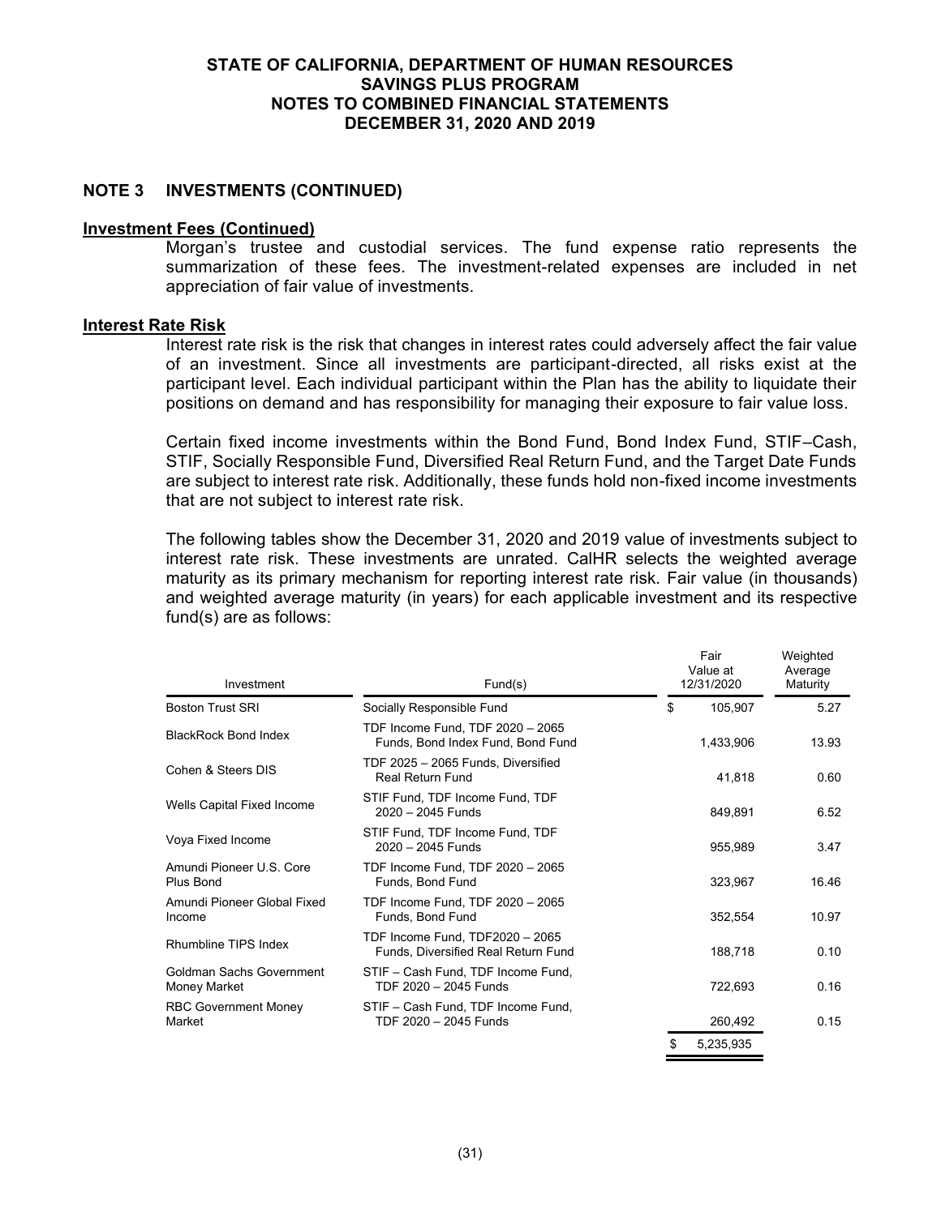## NOTE 3 INVESTMENTS (CONTINUED)

### Investment Fees (Continued)

Morgan's trustee and custodial services. The fund expense ratio represents the summarization of these fees. The investment-related expenses are included in net appreciation of fair value of investments.

### Interest Rate Risk

Interest rate risk is the risk that changes in interest rates could adversely affect the fair value of an investment. Since all investments are participant-directed, all risks exist at the participant level. Each individual participant within the Plan has the ability to liquidate their positions on demand and has responsibility for managing their exposure to fair value loss.

Certain fixed income investments within the Bond Fund, Bond Index Fund, STIF–Cash, STIF, Socially Responsible Fund, Diversified Real Return Fund, and the Target Date Funds are subject to interest rate risk. Additionally, these funds hold non-fixed income investments that are not subject to interest rate risk.

The following tables show the December 31, 2020 and 2019 value of investments subject to interest rate risk. These investments are unrated. CalHR selects the weighted average maturity as its primary mechanism for reporting interest rate risk. Fair value (in thousands) and weighted average maturity (in years) for each applicable investment and its respective fund(s) are as follows:

| Investment | Fund(s) | Fair Value at 12/31/2020 | Weighted Average Maturity |
|---|---|---|---|
| Boston Trust SRI | Socially Responsible Fund | $ 105,907 | 5.27 |
| BlackRock Bond Index | TDF Income Fund, TDF 2020 – 2065 Funds, Bond Index Fund, Bond Fund | 1,433,906 | 13.93 |
| Cohen & Steers DIS | TDF 2025 – 2065 Funds, Diversified Real Return Fund | 41,818 | 0.60 |
| Wells Capital Fixed Income | STIF Fund, TDF Income Fund, TDF 2020 – 2045 Funds | 849,891 | 6.52 |
| Voya Fixed Income | STIF Fund, TDF Income Fund, TDF 2020 – 2045 Funds | 955,989 | 3.47 |
| Amundi Pioneer U.S. Core Plus Bond | TDF Income Fund, TDF 2020 – 2065 Funds, Bond Fund | 323,967 | 16.46 |
| Amundi Pioneer Global Fixed Income | TDF Income Fund, TDF 2020 – 2065 Funds, Bond Fund | 352,554 | 10.97 |
| Rhumbline TIPS Index | TDF Income Fund, TDF2020 – 2065 Funds, Diversified Real Return Fund | 188,718 | 0.10 |
| Goldman Sachs Government Money Market | STIF – Cash Fund, TDF Income Fund, TDF 2020 – 2045 Funds | 722,693 | 0.16 |
| RBC Government Money Market | STIF – Cash Fund, TDF Income Fund, TDF 2020 – 2045 Funds | 260,492 | 0.15 |
| | | $ 5,235,935 | |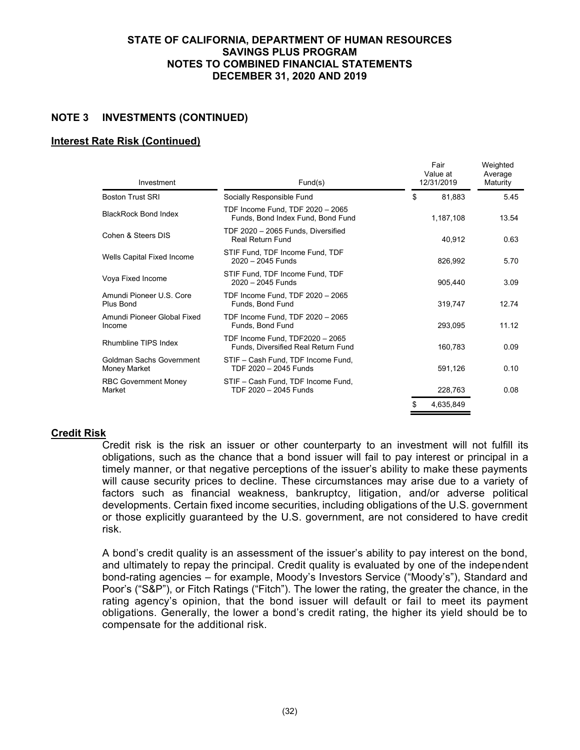## NOTE 3 INVESTMENTS (CONTINUED)

### Interest Rate Risk (Continued)

| Investment | Fund(s) | Fair Value at 12/31/2019 | Weighted Average Maturity |
|---|---|---|---|
| Boston Trust SRI | Socially Responsible Fund | $ 81,883 | 5.45 |
| BlackRock Bond Index | TDF Income Fund, TDF 2020 – 2065 Funds, Bond Index Fund, Bond Fund | 1,187,108 | 13.54 |
| Cohen & Steers DIS | TDF 2020 – 2065 Funds, Diversified Real Return Fund | 40,912 | 0.63 |
| Wells Capital Fixed Income | STIF Fund, TDF Income Fund, TDF 2020 – 2045 Funds | 826,992 | 5.70 |
| Voya Fixed Income | STIF Fund, TDF Income Fund, TDF 2020 – 2045 Funds | 905,440 | 3.09 |
| Amundi Pioneer U.S. Core Plus Bond | TDF Income Fund, TDF 2020 – 2065 Funds, Bond Fund | 319,747 | 12.74 |
| Amundi Pioneer Global Fixed Income | TDF Income Fund, TDF 2020 – 2065 Funds, Bond Fund | 293,095 | 11.12 |
| Rhumbline TIPS Index | TDF Income Fund, TDF2020 – 2065 Funds, Diversified Real Return Fund | 160,783 | 0.09 |
| Goldman Sachs Government Money Market | STIF – Cash Fund, TDF Income Fund, TDF 2020 – 2045 Funds | 591,126 | 0.10 |
| RBC Government Money Market | STIF – Cash Fund, TDF Income Fund, TDF 2020 – 2045 Funds | 228,763 | 0.08 |
| | | $ 4,635,849 | |

### Credit Risk

Credit risk is the risk an issuer or other counterparty to an investment will not fulfill its obligations, such as the chance that a bond issuer will fail to pay interest or principal in a timely manner, or that negative perceptions of the issuer's ability to make these payments will cause security prices to decline. These circumstances may arise due to a variety of factors such as financial weakness, bankruptcy, litigation, and/or adverse political developments. Certain fixed income securities, including obligations of the U.S. government or those explicitly guaranteed by the U.S. government, are not considered to have credit risk.

A bond's credit quality is an assessment of the issuer's ability to pay interest on the bond, and ultimately to repay the principal. Credit quality is evaluated by one of the independent bond-rating agencies – for example, Moody's Investors Service ("Moody's"), Standard and Poor's ("S&P"), or Fitch Ratings ("Fitch"). The lower the rating, the greater the chance, in the rating agency's opinion, that the bond issuer will default or fail to meet its payment obligations. Generally, the lower a bond's credit rating, the higher its yield should be to compensate for the additional risk.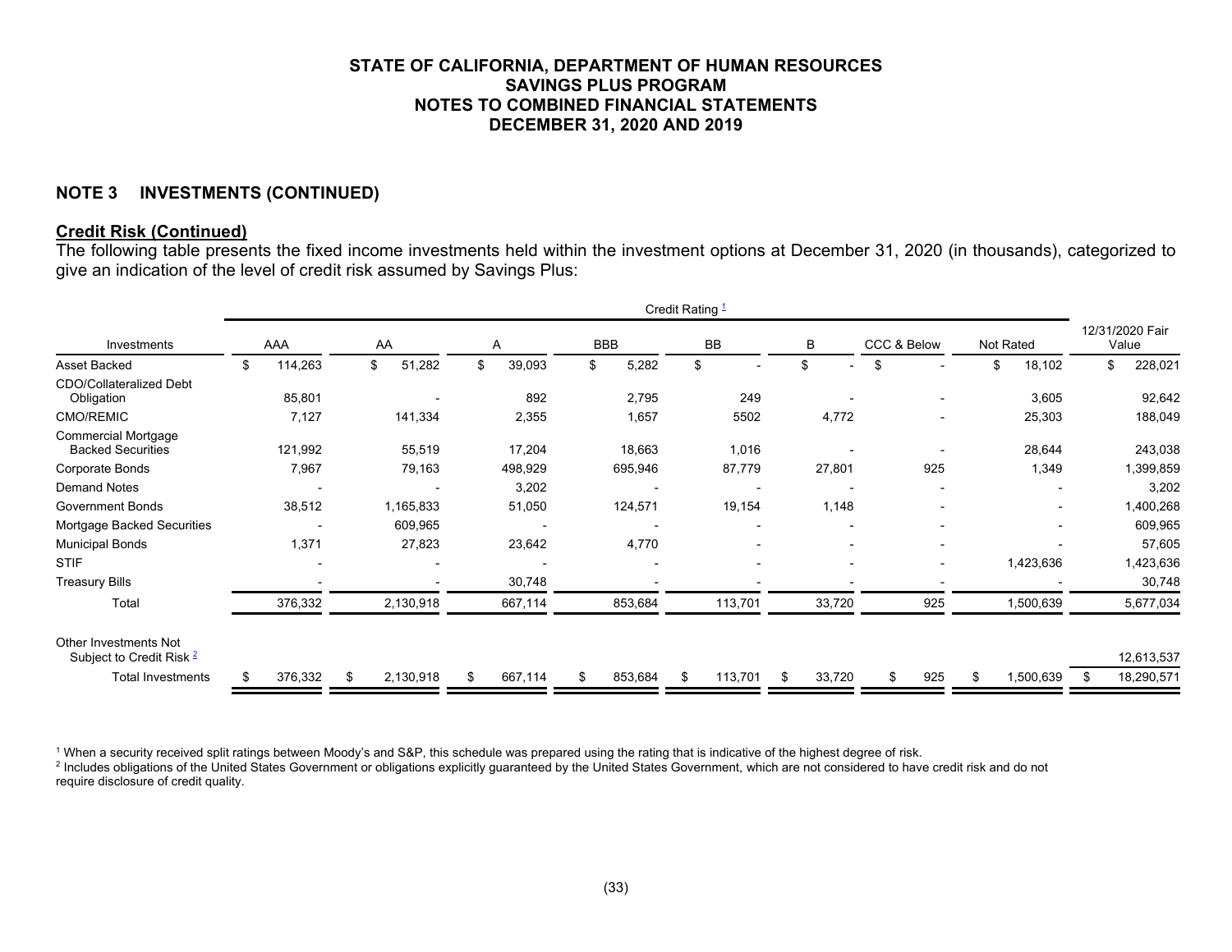## STATE OF CALIFORNIA, DEPARTMENT OF HUMAN RESOURCES
## SAVINGS PLUS PROGRAM
## NOTES TO COMBINED FINANCIAL STATEMENTS
## DECEMBER 31, 2020 AND 2019

### NOTE 3 INVESTMENTS (CONTINUED)

**Credit Risk (Continued)**

The following table presents the fixed income investments held within the investment options at December 31, 2020 (in thousands), categorized to give an indication of the level of credit risk assumed by Savings Plus:

| | Credit Rating [1] | | | | | | | | |
|---|---|---|---|---|---|---|---|---|---|
| Investments | AAA | AA | A | BBB | BB | B | CCC & Below | Not Rated | 12/31/2020 Fair Value |
| Asset Backed | $ 114,263 | $ 51,282 | $ 39,093 | $ 5,282 | $ - | $ - | $ - | $ 18,102 | $ 228,021 |
| CDO/Collateralized Debt Obligation | 85,801 | - | 892 | 2,795 | 249 | - | - | 3,605 | 92,642 |
| CMO/REMIC | 7,127 | 141,334 | 2,355 | 1,657 | 5502 | 4,772 | - | 25,303 | 188,049 |
| Commercial Mortgage Backed Securities | 121,992 | 55,519 | 17,204 | 18,663 | 1,016 | - | - | 28,644 | 243,038 |
| Corporate Bonds | 7,967 | 79,163 | 498,929 | 695,946 | 87,779 | 27,801 | 925 | 1,349 | 1,399,859 |
| Demand Notes | - | - | 3,202 | - | - | - | - | - | 3,202 |
| Government Bonds | 38,512 | 1,165,833 | 51,050 | 124,571 | 19,154 | 1,148 | - | - | 1,400,268 |
| Mortgage Backed Securities | - | 609,965 | - | - | - | - | - | - | 609,965 |
| Municipal Bonds | 1,371 | 27,823 | 23,642 | 4,770 | - | - | - | - | 57,605 |
| STIF | - | - | - | - | - | - | - | 1,423,636 | 1,423,636 |
| Treasury Bills | - | - | 30,748 | - | - | - | - | - | 30,748 |
| Total | 376,332 | 2,130,918 | 667,114 | 853,684 | 113,701 | 33,720 | 925 | 1,500,639 | 5,677,034 |
| Other Investments Not Subject to Credit Risk [2] | | | | | | | | | 12,613,537 |
| Total Investments | $ 376,332 | $ 2,130,918 | $ 667,114 | $ 853,684 | $ 113,701 | $ 33,720 | $ 925 | $ 1,500,639 | $ 18,290,571 |

[1] When a security received split ratings between Moody's and S&P, this schedule was prepared using the rating that is indicative of the highest degree of risk.

[2] Includes obligations of the United States Government or obligations explicitly guaranteed by the United States Government, which are not considered to have credit risk and do not require disclosure of credit quality.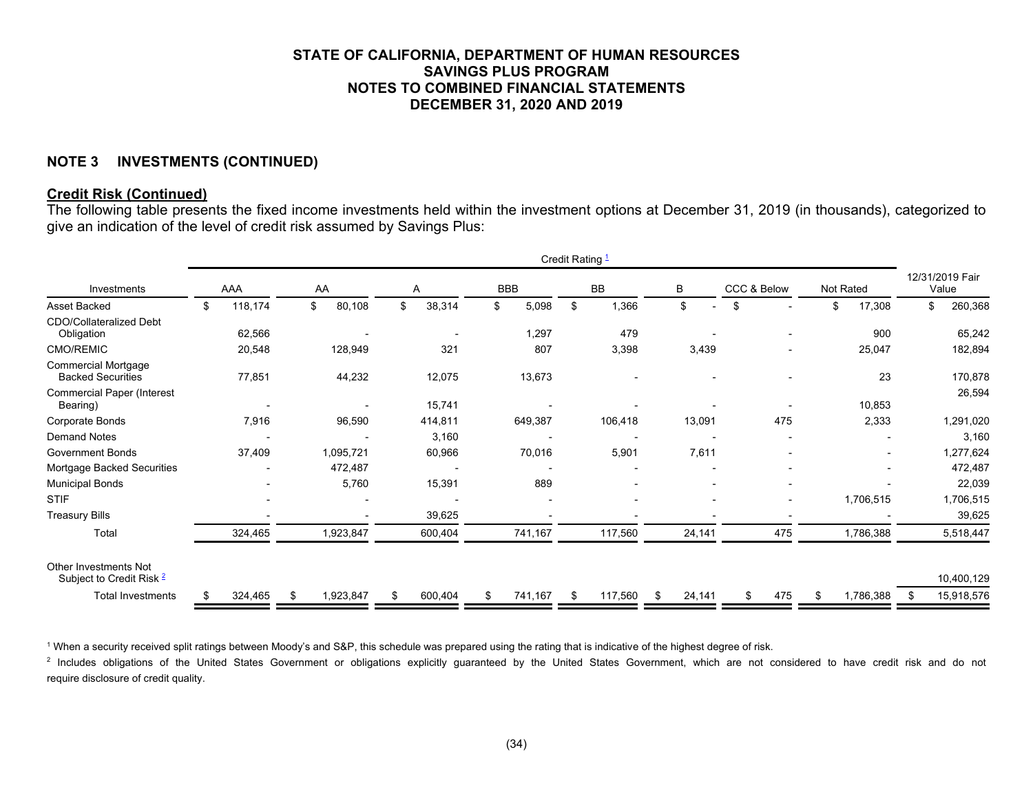# STATE OF CALIFORNIA, DEPARTMENT OF HUMAN RESOURCES
# SAVINGS PLUS PROGRAM
# NOTES TO COMBINED FINANCIAL STATEMENTS
# DECEMBER 31, 2020 AND 2019

## NOTE 3 INVESTMENTS (CONTINUED)

### Credit Risk (Continued)

The following table presents the fixed income investments held within the investment options at December 31, 2019 (in thousands), categorized to give an indication of the level of credit risk assumed by Savings Plus:

| | Credit Rating [1] | | | | | | | | |
|---|---|---|---|---|---|---|---|---|---|
| Investments | AAA | AA | A | BBB | BB | B | CCC & Below | Not Rated | 12/31/2019 Fair Value |
| Asset Backed | $ 118,174 | $ 80,108 | $ 38,314 | $ 5,098 | $ 1,366 | $ - | $ - | $ 17,308 | $ 260,368 |
| CDO/Collateralized Debt Obligation | 62,566 | - | - | 1,297 | 479 | - | - | 900 | 65,242 |
| CMO/REMIC | 20,548 | 128,949 | 321 | 807 | 3,398 | 3,439 | - | 25,047 | 182,894 |
| Commercial Mortgage Backed Securities | 77,851 | 44,232 | 12,075 | 13,673 | - | - | - | 23 | 170,878 |
| Commercial Paper (Interest Bearing) | - | - | 15,741 | - | - | - | - | 10,853 | 26,594 |
| Corporate Bonds | 7,916 | 96,590 | 414,811 | 649,387 | 106,418 | 13,091 | 475 | 2,333 | 1,291,020 |
| Demand Notes | - | - | 3,160 | - | - | - | - | - | 3,160 |
| Government Bonds | 37,409 | 1,095,721 | 60,966 | 70,016 | 5,901 | 7,611 | - | - | 1,277,624 |
| Mortgage Backed Securities | - | 472,487 | - | - | - | - | - | - | 472,487 |
| Municipal Bonds | - | 5,760 | 15,391 | 889 | - | - | - | - | 22,039 |
| STIF | - | - | - | - | - | - | - | 1,706,515 | 1,706,515 |
| Treasury Bills | - | - | 39,625 | - | - | - | - | - | 39,625 |
| Total | 324,465 | 1,923,847 | 600,404 | 741,167 | 117,560 | 24,141 | 475 | 1,786,388 | 5,518,447 |
| Other Investments Not Subject to Credit Risk [2] | | | | | | | | | 10,400,129 |
| Total Investments | $ 324,465 | $ 1,923,847 | $ 600,404 | $ 741,167 | $ 117,560 | $ 24,141 | $ 475 | $ 1,786,388 | $ 15,918,576 |

[1] When a security received split ratings between Moody's and S&P, this schedule was prepared using the rating that is indicative of the highest degree of risk.

[2] Includes obligations of the United States Government or obligations explicitly guaranteed by the United States Government, which are not considered to have credit risk and do not require disclosure of credit quality.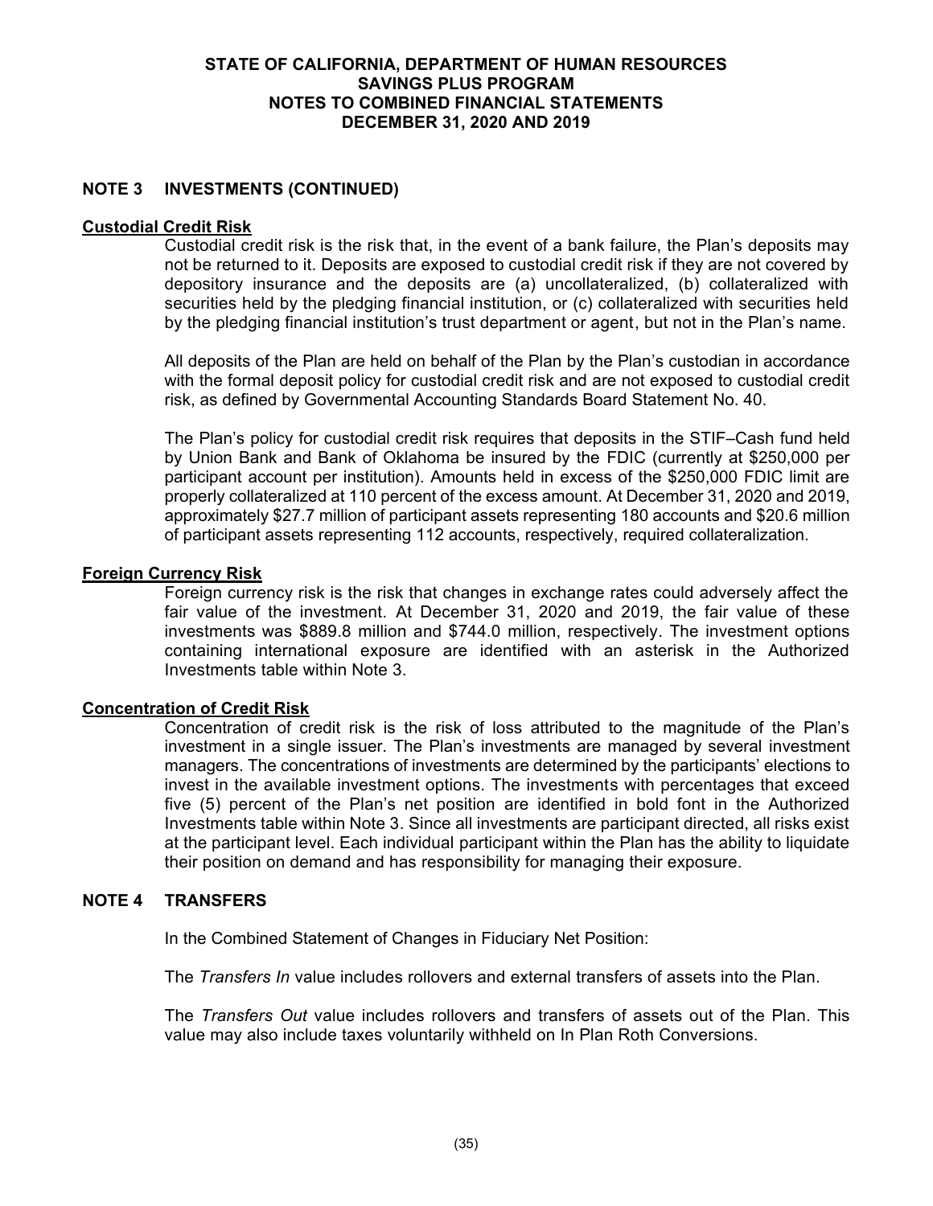# STATE OF CALIFORNIA, DEPARTMENT OF HUMAN RESOURCES
# SAVINGS PLUS PROGRAM
# NOTES TO COMBINED FINANCIAL STATEMENTS
# DECEMBER 31, 2020 AND 2019

## NOTE 3 INVESTMENTS (CONTINUED)

### Custodial Credit Risk

Custodial credit risk is the risk that, in the event of a bank failure, the Plan's deposits may not be returned to it. Deposits are exposed to custodial credit risk if they are not covered by depository insurance and the deposits are (a) uncollateralized, (b) collateralized with securities held by the pledging financial institution, or (c) collateralized with securities held by the pledging financial institution's trust department or agent, but not in the Plan's name.

All deposits of the Plan are held on behalf of the Plan by the Plan's custodian in accordance with the formal deposit policy for custodial credit risk and are not exposed to custodial credit risk, as defined by Governmental Accounting Standards Board Statement No. 40.

The Plan's policy for custodial credit risk requires that deposits in the STIF–Cash fund held by Union Bank and Bank of Oklahoma be insured by the FDIC (currently at $250,000 per participant account per institution). Amounts held in excess of the $250,000 FDIC limit are properly collateralized at 110 percent of the excess amount. At December 31, 2020 and 2019, approximately $27.7 million of participant assets representing 180 accounts and $20.6 million of participant assets representing 112 accounts, respectively, required collateralization.

### Foreign Currency Risk

Foreign currency risk is the risk that changes in exchange rates could adversely affect the fair value of the investment. At December 31, 2020 and 2019, the fair value of these investments was $889.8 million and $744.0 million, respectively. The investment options containing international exposure are identified with an asterisk in the Authorized Investments table within Note 3.

### Concentration of Credit Risk

Concentration of credit risk is the risk of loss attributed to the magnitude of the Plan's investment in a single issuer. The Plan's investments are managed by several investment managers. The concentrations of investments are determined by the participants' elections to invest in the available investment options. The investments with percentages that exceed five (5) percent of the Plan's net position are identified in bold font in the Authorized Investments table within Note 3. Since all investments are participant directed, all risks exist at the participant level. Each individual participant within the Plan has the ability to liquidate their position on demand and has responsibility for managing their exposure.

## NOTE 4 TRANSFERS

In the Combined Statement of Changes in Fiduciary Net Position:

The *Transfers In* value includes rollovers and external transfers of assets into the Plan.

The *Transfers Out* value includes rollovers and transfers of assets out of the Plan. This value may also include taxes voluntarily withheld on In Plan Roth Conversions.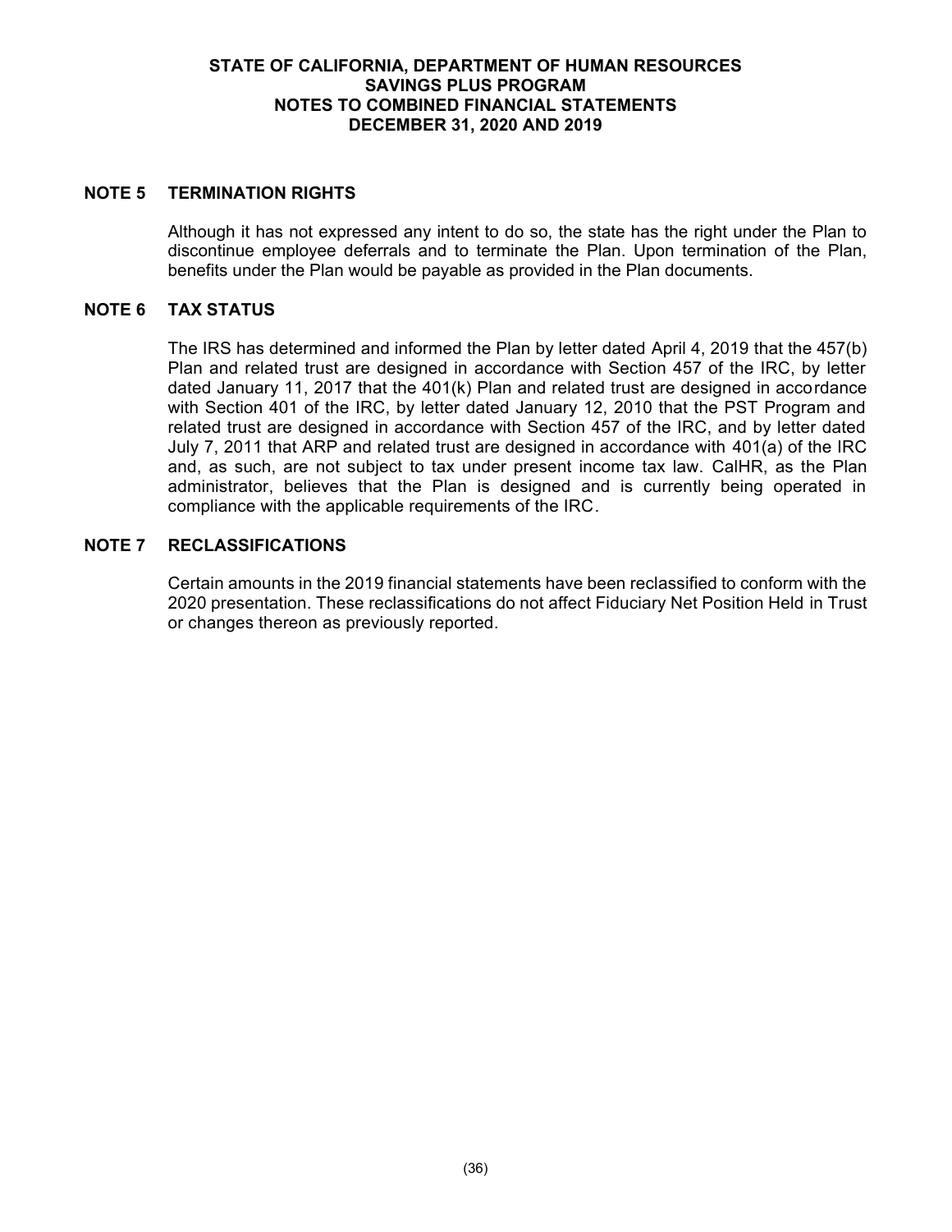## NOTE 5 TERMINATION RIGHTS

Although it has not expressed any intent to do so, the state has the right under the Plan to discontinue employee deferrals and to terminate the Plan. Upon termination of the Plan, benefits under the Plan would be payable as provided in the Plan documents.

## NOTE 6 TAX STATUS

The IRS has determined and informed the Plan by letter dated April 4, 2019 that the 457(b) Plan and related trust are designed in accordance with Section 457 of the IRC, by letter dated January 11, 2017 that the 401(k) Plan and related trust are designed in accordance with Section 401 of the IRC, by letter dated January 12, 2010 that the PST Program and related trust are designed in accordance with Section 457 of the IRC, and by letter dated July 7, 2011 that ARP and related trust are designed in accordance with 401(a) of the IRC and, as such, are not subject to tax under present income tax law. CalHR, as the Plan administrator, believes that the Plan is designed and is currently being operated in compliance with the applicable requirements of the IRC.

## NOTE 7 RECLASSIFICATIONS

Certain amounts in the 2019 financial statements have been reclassified to conform with the 2020 presentation. These reclassifications do not affect Fiduciary Net Position Held in Trust or changes thereon as previously reported.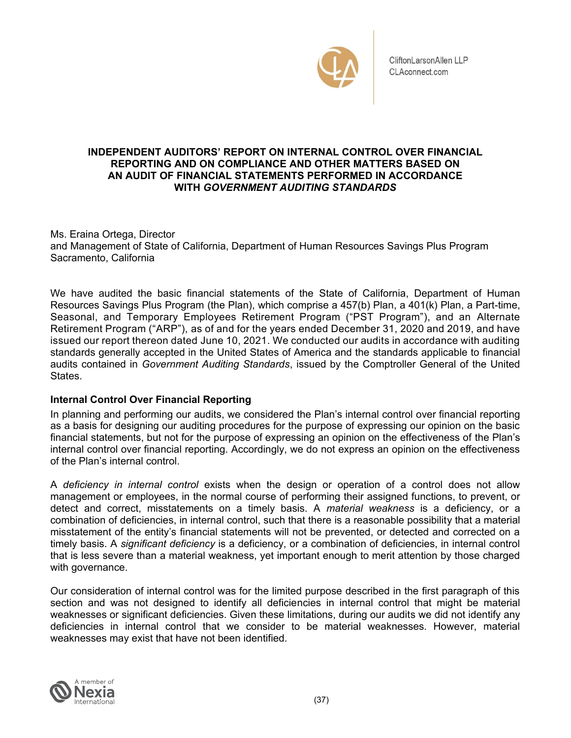CliftonLarsonAllen LLP
CLAconnect.com

# INDEPENDENT AUDITORS' REPORT ON INTERNAL CONTROL OVER FINANCIAL REPORTING AND ON COMPLIANCE AND OTHER MATTERS BASED ON AN AUDIT OF FINANCIAL STATEMENTS PERFORMED IN ACCORDANCE WITH *GOVERNMENT AUDITING STANDARDS*

Ms. Eraina Ortega, Director
and Management of State of California, Department of Human Resources Savings Plus Program
Sacramento, California

We have audited the basic financial statements of the State of California, Department of Human Resources Savings Plus Program (the Plan), which comprise a 457(b) Plan, a 401(k) Plan, a Part-time, Seasonal, and Temporary Employees Retirement Program ("PST Program"), and an Alternate Retirement Program ("ARP"), as of and for the years ended December 31, 2020 and 2019, and have issued our report thereon dated June 10, 2021. We conducted our audits in accordance with auditing standards generally accepted in the United States of America and the standards applicable to financial audits contained in *Government Auditing Standards*, issued by the Comptroller General of the United States.

## Internal Control Over Financial Reporting

In planning and performing our audits, we considered the Plan's internal control over financial reporting as a basis for designing our auditing procedures for the purpose of expressing our opinion on the basic financial statements, but not for the purpose of expressing an opinion on the effectiveness of the Plan's internal control over financial reporting. Accordingly, we do not express an opinion on the effectiveness of the Plan's internal control.

A *deficiency in internal control* exists when the design or operation of a control does not allow management or employees, in the normal course of performing their assigned functions, to prevent, or detect and correct, misstatements on a timely basis. A *material weakness* is a deficiency, or a combination of deficiencies, in internal control, such that there is a reasonable possibility that a material misstatement of the entity's financial statements will not be prevented, or detected and corrected on a timely basis. A *significant deficiency* is a deficiency, or a combination of deficiencies, in internal control that is less severe than a material weakness, yet important enough to merit attention by those charged with governance.

Our consideration of internal control was for the limited purpose described in the first paragraph of this section and was not designed to identify all deficiencies in internal control that might be material weaknesses or significant deficiencies. Given these limitations, during our audits we did not identify any deficiencies in internal control that we consider to be material weaknesses. However, material weaknesses may exist that have not been identified.

A member of Nexia International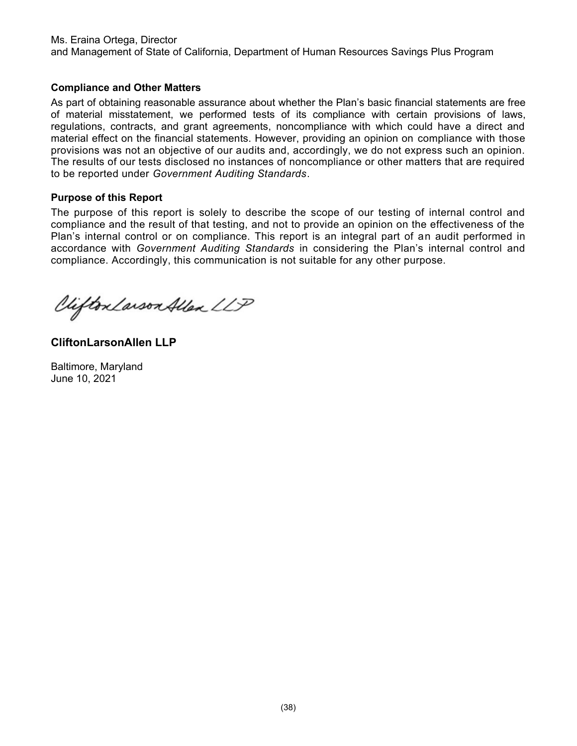Ms. Eraina Ortega, Director
and Management of State of California, Department of Human Resources Savings Plus Program

**Compliance and Other Matters**

As part of obtaining reasonable assurance about whether the Plan's basic financial statements are free of material misstatement, we performed tests of its compliance with certain provisions of laws, regulations, contracts, and grant agreements, noncompliance with which could have a direct and material effect on the financial statements. However, providing an opinion on compliance with those provisions was not an objective of our audits and, accordingly, we do not express such an opinion. The results of our tests disclosed no instances of noncompliance or other matters that are required to be reported under *Government Auditing Standards*.

**Purpose of this Report**

The purpose of this report is solely to describe the scope of our testing of internal control and compliance and the result of that testing, and not to provide an opinion on the effectiveness of the Plan's internal control or on compliance. This report is an integral part of an audit performed in accordance with *Government Auditing Standards* in considering the Plan's internal control and compliance. Accordingly, this communication is not suitable for any other purpose.

CliftonLarsonAllen LLP

**CliftonLarsonAllen LLP**

Baltimore, Maryland
June 10, 2021